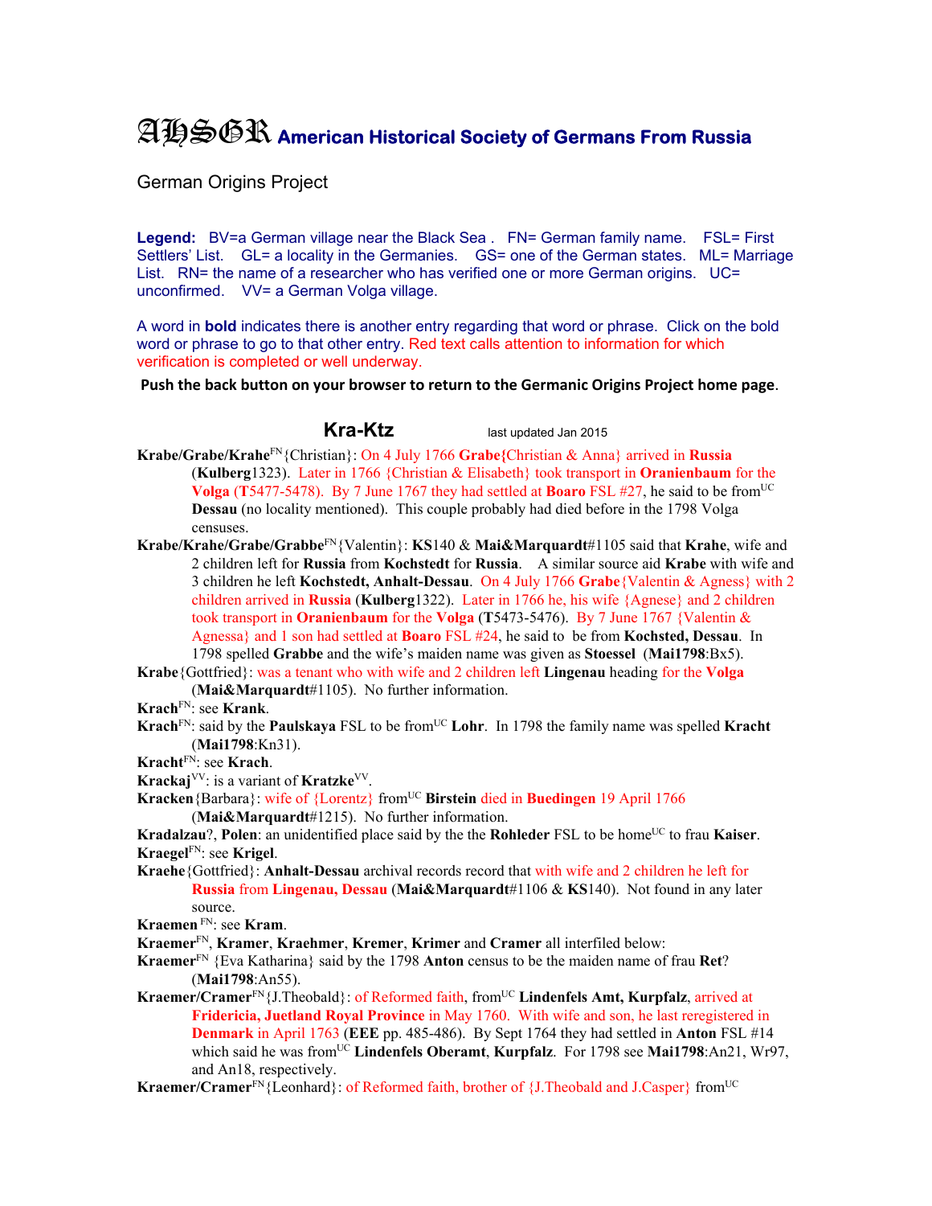# AHSGR American Historical Society of Germans From Russia

German Origins Project

**Legend:** BV=a German village near the Black Sea . FN= German family name. FSL= First Settlers' List. GL= a locality in the Germanies. GS= one of the German states. ML= Marriage List. RN= the name of a researcher who has verified one or more German origins. UC= unconfirmed. VV= a German Volga village.

A word in **bold** indicates there is another entry regarding that word or phrase. Click on the bold word or phrase to go to that other entry. Red text calls attention to information for which verification is completed or well underway.

**Push the back button on your browser to return to the Germanic Origins Project home page**.

## Kra-Ktz

last updated Jan 2015

**Krabe/Grabe/Krahe**[FN]{Christian}: On 4 July 1766 **Grabe{**Christian & Anna} arrived in **Russia** (**Kulberg**1323). Later in 1766 {Christian & Elisabeth} took transport in **Oranienbaum** for the **Volga** (**T**5477-5478). By 7 June 1767 they had settled at **Boaro** FSL #27, he said to be from[UC] **Dessau** (no locality mentioned). This couple probably had died before in the 1798 Volga censuses.

**Krabe/Krahe/Grabe/Grabbe**[FN]{Valentin}: **KS**140 & **Mai&Marquardt**#1105 said that **Krahe**, wife and 2 children left for **Russia** from **Kochstedt** for **Russia**. A similar source aid **Krabe** with wife and 3 children he left **Kochstedt, Anhalt-Dessau**. On 4 July 1766 **Grabe**{Valentin & Agness} with 2 children arrived in **Russia** (**Kulberg**1322). Later in 1766 he, his wife {Agnese} and 2 children took transport in **Oranienbaum** for the **Volga** (**T**5473-5476). By 7 June 1767 {Valentin & Agnessa} and 1 son had settled at **Boaro** FSL #24, he said to be from **Kochsted, Dessau**. In 1798 spelled **Grabbe** and the wife's maiden name was given as **Stoessel** (**Mai1798**:Bx5).

**Krabe**{Gottfried}: was a tenant who with wife and 2 children left **Lingenau** heading for the **Volga** (**Mai&Marquardt**#1105). No further information.

**Krach**[FN]: see **Krank**.

**Krach**[FN]: said by the **Paulskaya** FSL to be from[UC] **Lohr**. In 1798 the family name was spelled **Kracht** (**Mai1798**:Kn31).

**Kracht**[FN]: see **Krach**.

**Krackaj**[VV]: is a variant of **Kratzke**[VV].

**Kracken**{Barbara}: wife of {Lorentz} from[UC] **Birstein** died in **Buedingen** 19 April 1766 (**Mai&Marquardt**#1215). No further information.

**Kradalzau**?, **Polen**: an unidentified place said by the the **Rohleder** FSL to be home[UC] to frau **Kaiser**.

**Kraegel**[FN]: see **Krigel**.

**Kraehe**{Gottfried}: **Anhalt-Dessau** archival records record that with wife and 2 children he left for **Russia** from **Lingenau, Dessau** (**Mai&Marquardt**#1106 & **KS**140). Not found in any later source.

**Kraemen** [FN]: see **Kram**.

**Kraemer**[FN], **Kramer**, **Kraehmer**, **Kremer**, **Krimer** and **Cramer** all interfiled below:

**Kraemer**[FN] {Eva Katharina} said by the 1798 **Anton** census to be the maiden name of frau **Ret**? (**Mai1798**:An55).

**Kraemer/Cramer**[FN]{J.Theobald}: of Reformed faith, from[UC] **Lindenfels Amt, Kurpfalz**, arrived at **Fridericia, Juetland Royal Province** in May 1760. With wife and son, he last reregistered in **Denmark** in April 1763 (**EEE** pp. 485-486). By Sept 1764 they had settled in **Anton** FSL #14 which said he was from[UC] **Lindenfels Oberamt**, **Kurpfalz**. For 1798 see **Mai1798**:An21, Wr97, and An18, respectively.

**Kraemer/Cramer**[FN]{Leonhard}: of Reformed faith, brother of {J.Theobald and J.Casper} from[UC]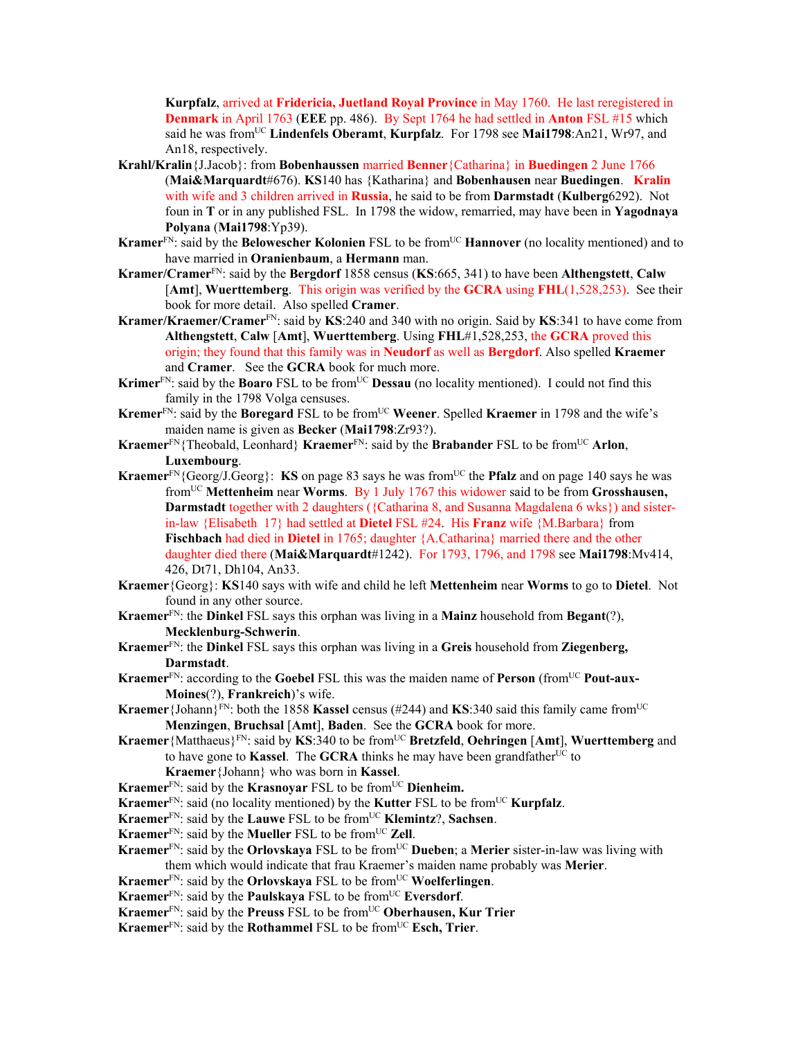**Kurpfalz**, arrived at **Fridericia, Juetland Royal Province** in May 1760. He last reregistered in **Denmark** in April 1763 (**EEE** pp. 486). By Sept 1764 he had settled in **Anton** FSL #15 which said he was from[UC] **Lindenfels Oberamt**, **Kurpfalz**. For 1798 see **Mai1798**:An21, Wr97, and An18, respectively.

**Krahl/Kralin**{J.Jacob}: from **Bobenhaussen** married **Benner**{Catharina} in **Buedingen** 2 June 1766 (**Mai&Marquardt**#676). **KS**140 has {Katharina} and **Bobenhausen** near **Buedingen**. **Kralin** with wife and 3 children arrived in **Russia**, he said to be from **Darmstadt** (**Kulberg**6292). Not foun in **T** or in any published FSL. In 1798 the widow, remarried, may have been in **Yagodnaya Polyana** (**Mai1798**:Yp39).

**Kramer**[FN]: said by the **Belowescher Kolonien** FSL to be from[UC] **Hannover** (no locality mentioned) and to have married in **Oranienbaum**, a **Hermann** man.

**Kramer/Cramer**[FN]: said by the **Bergdorf** 1858 census (**KS**:665, 341) to have been **Althengstett**, **Calw** [**Amt**], **Wuerttemberg**. This origin was verified by the **GCRA** using **FHL**(1,528,253). See their book for more detail. Also spelled **Cramer**.

**Kramer/Kraemer/Cramer**[FN]: said by **KS**:240 and 340 with no origin. Said by **KS**:341 to have come from **Althengstett**, **Calw** [**Amt**], **Wuerttemberg**. Using **FHL**#1,528,253, the **GCRA** proved this origin; they found that this family was in **Neudorf** as well as **Bergdorf**. Also spelled **Kraemer** and **Cramer**. See the **GCRA** book for much more.

**Krimer**[FN]: said by the **Boaro** FSL to be from[UC] **Dessau** (no locality mentioned). I could not find this family in the 1798 Volga censuses.

**Kremer**[FN]: said by the **Boregard** FSL to be from[UC] **Weener**. Spelled **Kraemer** in 1798 and the wife's maiden name is given as **Becker** (**Mai1798**:Zr93?).

**Kraemer**[FN]{Theobald, Leonhard} **Kraemer**[FN]: said by the **Brabander** FSL to be from[UC] **Arlon**, **Luxembourg**.

**Kraemer**[FN]{Georg/J.Georg}: **KS** on page 83 says he was from[UC] the **Pfalz** and on page 140 says he was from[UC] **Mettenheim** near **Worms**. By 1 July 1767 this widower said to be from **Grosshausen, Darmstadt** together with 2 daughters ({Catharina 8, and Susanna Magdalena 6 wks}) and sister-in-law {Elisabeth 17} had settled at **Dietel** FSL #24. His **Franz** wife {M.Barbara} from **Fischbach** had died in **Dietel** in 1765; daughter {A.Catharina} married there and the other daughter died there (**Mai&Marquardt**#1242). For 1793, 1796, and 1798 see **Mai1798**:Mv414, 426, Dt71, Dh104, An33.

**Kraemer**{Georg}: **KS**140 says with wife and child he left **Mettenheim** near **Worms** to go to **Dietel**. Not found in any other source.

**Kraemer**[FN]: the **Dinkel** FSL says this orphan was living in a **Mainz** household from **Begant**(?), **Mecklenburg-Schwerin**.

**Kraemer**[FN]: the **Dinkel** FSL says this orphan was living in a **Greis** household from **Ziegenberg, Darmstadt**.

**Kraemer**[FN]: according to the **Goebel** FSL this was the maiden name of **Person** (from[UC] **Pout-aux-Moines**(?), **Frankreich**)'s wife.

**Kraemer**{Johann}[FN]: both the 1858 **Kassel** census (#244) and **KS**:340 said this family came from[UC] **Menzingen**, **Bruchsal** [**Amt**], **Baden**. See the **GCRA** book for more.

**Kraemer**{Matthaeus}[FN]: said by **KS**:340 to be from[UC] **Bretzfeld**, **Oehringen** [**Amt**], **Wuerttemberg** and to have gone to **Kassel**. The **GCRA** thinks he may have been grandfather[UC] to **Kraemer**{Johann} who was born in **Kassel**.

**Kraemer**[FN]: said by the **Krasnoyar** FSL to be from[UC] **Dienheim.**

**Kraemer**[FN]: said (no locality mentioned) by the **Kutter** FSL to be from[UC] **Kurpfalz**.

**Kraemer**[FN]: said by the **Lauwe** FSL to be from[UC] **Klemintz**?, **Sachsen**.

**Kraemer**[FN]: said by the **Mueller** FSL to be from[UC] **Zell**.

**Kraemer**[FN]: said by the **Orlovskaya** FSL to be from[UC] **Dueben**; a **Merier** sister-in-law was living with them which would indicate that frau Kraemer's maiden name probably was **Merier**.

**Kraemer**[FN]: said by the **Orlovskaya** FSL to be from[UC] **Woelferlingen**.

**Kraemer**[FN]: said by the **Paulskaya** FSL to be from[UC] **Eversdorf**.

**Kraemer**[FN]: said by the **Preuss** FSL to be from[UC] **Oberhausen, Kur Trier**

**Kraemer**[FN]: said by the **Rothammel** FSL to be from[UC] **Esch, Trier**.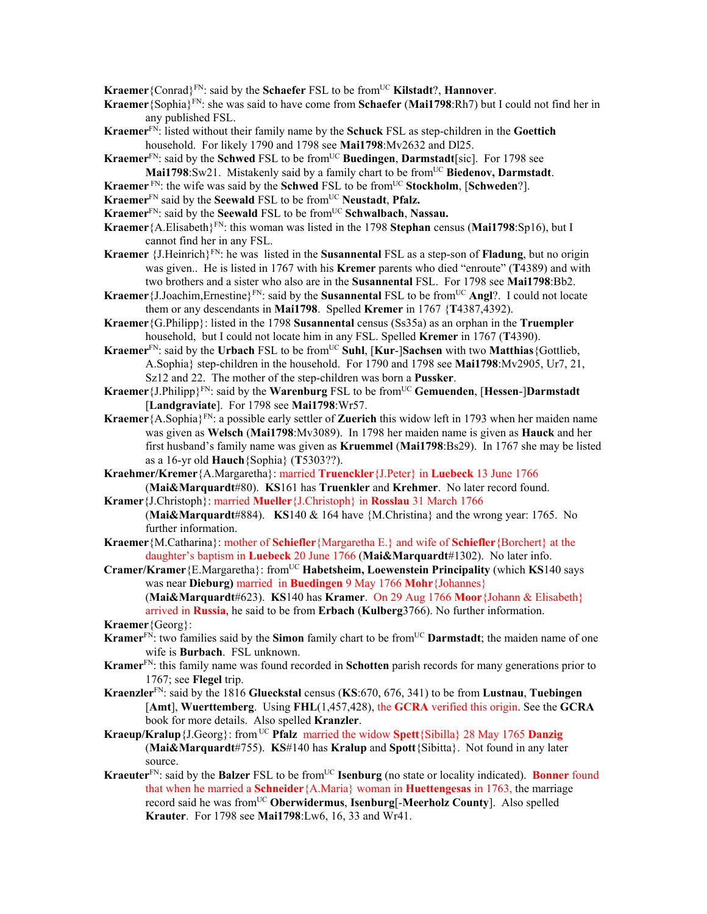**Kraemer**{Conrad}[FN]: said by the **Schaefer** FSL to be from[UC] **Kilstadt**?, **Hannover**.

**Kraemer**{Sophia}[FN]: she was said to have come from **Schaefer** (**Mai1798**:Rh7) but I could not find her in any published FSL.

**Kraemer**[FN]: listed without their family name by the **Schuck** FSL as step-children in the **Goettich** household. For likely 1790 and 1798 see **Mai1798**:Mv2632 and Dl25.

**Kraemer**[FN]: said by the **Schwed** FSL to be from[UC] **Buedingen**, **Darmstadt**[sic]. For 1798 see **Mai1798**:Sw21. Mistakenly said by a family chart to be from[UC] **Biedenov, Darmstadt**.

**Kraemer** [FN]: the wife was said by the **Schwed** FSL to be from[UC] **Stockholm**, [**Schweden**?].

**Kraemer**[FN] said by the **Seewald** FSL to be from[UC] **Neustadt**, **Pfalz.**

**Kraemer**[FN]: said by the **Seewald** FSL to be from[UC] **Schwalbach**, **Nassau.**

**Kraemer**{A.Elisabeth}[FN]: this woman was listed in the 1798 **Stephan** census (**Mai1798**:Sp16), but I cannot find her in any FSL.

**Kraemer** {J.Heinrich}[FN]: he was listed in the **Susannental** FSL as a step-son of **Fladung**, but no origin was given.. He is listed in 1767 with his **Kremer** parents who died "enroute" (**T**4389) and with two brothers and a sister who also are in the **Susannental** FSL. For 1798 see **Mai1798**:Bb2.

**Kraemer**{J.Joachim,Ernestine}[FN]: said by the **Susannental** FSL to be from[UC] **Angl**?. I could not locate them or any descendants in **Mai1798**. Spelled **Kremer** in 1767 {**T**4387,4392).

**Kraemer**{G.Philipp}: listed in the 1798 **Susannental** census (Ss35a) as an orphan in the **Truempler** household, but I could not locate him in any FSL. Spelled **Kremer** in 1767 (**T**4390).

**Kraemer**[FN]: said by the **Urbach** FSL to be from[UC] **Suhl**, [**Kur**-]**Sachsen** with two **Matthias**{Gottlieb, A.Sophia} step-children in the household. For 1790 and 1798 see **Mai1798**:Mv2905, Ur7, 21, Sz12 and 22. The mother of the step-children was born a **Pussker**.

**Kraemer**{J.Philipp}[FN]: said by the **Warenburg** FSL to be from[UC] **Gemuenden**, [**Hessen**-]**Darmstadt** [**Landgraviate**]. For 1798 see **Mai1798**:Wr57.

**Kraemer**{A.Sophia}[FN]: a possible early settler of **Zuerich** this widow left in 1793 when her maiden name was given as **Welsch** (**Mai1798**:Mv3089). In 1798 her maiden name is given as **Hauck** and her first husband's family name was given as **Kruemmel** (**Mai1798**:Bs29). In 1767 she may be listed as a 16-yr old **Hauch**{Sophia} (**T**5303??).

**Kraehmer/Kremer**{A.Margaretha}: married **Truenckler**{J.Peter} in **Luebeck** 13 June 1766 (**Mai&Marquardt**#80). **KS**161 has **Truenkler** and **Krehmer**. No later record found.

**Kramer**{J.Christoph}: married **Mueller**{J.Christoph} in **Rosslau** 31 March 1766 (**Mai&Marquardt**#884). **KS**140 & 164 have {M.Christina} and the wrong year: 1765. No further information.

**Kraemer**{M.Catharina}: mother of **Schiefler**{Margaretha E.} and wife of **Schiefler**{Borchert} at the daughter's baptism in **Luebeck** 20 June 1766 (**Mai&Marquardt**#1302). No later info.

**Cramer/Kramer**{E.Margaretha}: from[UC] **Habetsheim, Loewenstein Principality** (which **KS**140 says was near **Dieburg)** married in **Buedingen** 9 May 1766 **Mohr**{Johannes} (**Mai&Marquardt**#623). **KS**140 has **Kramer**. On 29 Aug 1766 **Moor**{Johann & Elisabeth} arrived in **Russia**, he said to be from **Erbach** (**Kulberg**3766). No further information.

**Kraemer**{Georg}:

**Kramer**[FN]: two families said by the **Simon** family chart to be from[UC] **Darmstadt**; the maiden name of one wife is **Burbach**. FSL unknown.

**Kramer**[FN]: this family name was found recorded in **Schotten** parish records for many generations prior to 1767; see **Flegel** trip.

**Kraenzler**[FN]: said by the 1816 **Glueckstal** census (**KS**:670, 676, 341) to be from **Lustnau**, **Tuebingen** [**Amt**], **Wuerttemberg**. Using **FHL**(1,457,428), the **GCRA** verified this origin. See the **GCRA** book for more details. Also spelled **Kranzler**.

**Kraeup/Kralup**{J.Georg}: from [UC] **Pfalz** married the widow **Spett**{Sibilla} 28 May 1765 **Danzig** (**Mai&Marquardt**#755). **KS**#140 has **Kralup** and **Spott**{Sibitta}. Not found in any later source.

**Kraeuter**[FN]: said by the **Balzer** FSL to be from[UC] **Isenburg** (no state or locality indicated). **Bonner** found that when he married a **Schneider**{A.Maria} woman in **Huettengesas** in 1763, the marriage record said he was from[UC] **Oberwidermus**, **Isenburg**[-**Meerholz County**]. Also spelled **Krauter**. For 1798 see **Mai1798**:Lw6, 16, 33 and Wr41.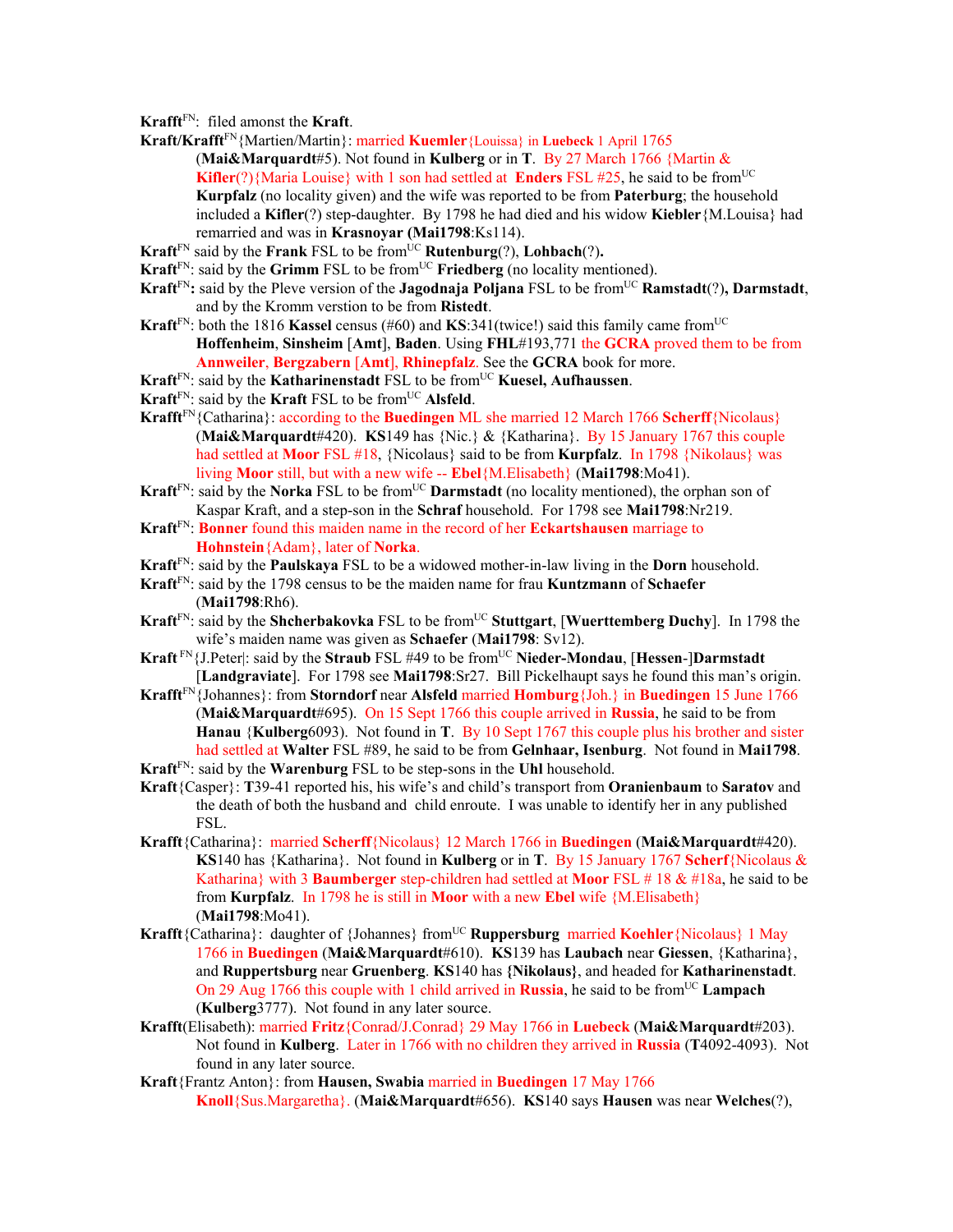**Krafft**FN: filed amonst the **Kraft**.

**Kraft/Krafft**FN{Martien/Martin}: married **Kuemler**{Louissa} in **Luebeck** 1 April 1765 (**Mai&Marquardt**#5). Not found in **Kulberg** or in **T**. By 27 March 1766 {Martin & **Kifler**(?){Maria Louise} with 1 son had settled at **Enders** FSL #25, he said to be fromUC **Kurpfalz** (no locality given) and the wife was reported to be from **Paterburg**; the household included a **Kifler**(?) step-daughter. By 1798 he had died and his widow **Kiebler**{M.Louisa} had remarried and was in **Krasnoyar (Mai1798**:Ks114).

**Kraft**FN said by the **Frank** FSL to be fromUC **Rutenburg**(?), **Lohbach**(?)**.**

**Kraft**FN: said by the **Grimm** FSL to be fromUC **Friedberg** (no locality mentioned).

**Kraft**FN**:** said by the Pleve version of the **Jagodnaja Poljana** FSL to be fromUC **Ramstadt**(?)**, Darmstadt**, and by the Kromm verstion to be from **Ristedt**.

**Kraft**FN: both the 1816 **Kassel** census (#60) and **KS**:341(twice!) said this family came fromUC **Hoffenheim**, **Sinsheim** [**Amt**], **Baden**. Using **FHL**#193,771 the **GCRA** proved them to be from **Annweiler**, **Bergzabern** [**Amt**], **Rhinepfalz**. See the **GCRA** book for more.

**Kraft**FN: said by the **Katharinenstadt** FSL to be fromUC **Kuesel, Aufhaussen**.

**Kraft**FN: said by the **Kraft** FSL to be fromUC **Alsfeld**.

**Krafft**FN{Catharina}: according to the **Buedingen** ML she married 12 March 1766 **Scherff**{Nicolaus} (**Mai&Marquardt**#420). **KS**149 has {Nic.} & {Katharina}. By 15 January 1767 this couple had settled at **Moor** FSL #18, {Nicolaus} said to be from **Kurpfalz**. In 1798 {Nikolaus} was living **Moor** still, but with a new wife -- **Ebel**{M.Elisabeth} (**Mai1798**:Mo41).

**Kraft**FN: said by the **Norka** FSL to be fromUC **Darmstadt** (no locality mentioned), the orphan son of Kaspar Kraft, and a step-son in the **Schraf** household. For 1798 see **Mai1798**:Nr219.

**Kraft**FN: **Bonner** found this maiden name in the record of her **Eckartshausen** marriage to **Hohnstein**{Adam}, later of **Norka**.

**Kraft**FN: said by the **Paulskaya** FSL to be a widowed mother-in-law living in the **Dorn** household.

**Kraft**FN: said by the 1798 census to be the maiden name for frau **Kuntzmann** of **Schaefer** (**Mai1798**:Rh6).

**Kraft**FN: said by the **Shcherbakovka** FSL to be fromUC **Stuttgart**, [**Wuerttemberg Duchy**]. In 1798 the wife's maiden name was given as **Schaefer** (**Mai1798**: Sv12).

**Kraft** FN{J.Peter|: said by the **Straub** FSL #49 to be fromUC **Nieder-Mondau**, [**Hessen**-]**Darmstadt** [**Landgraviate**]. For 1798 see **Mai1798**:Sr27. Bill Pickelhaupt says he found this man's origin.

**Krafft**FN{Johannes}: from **Storndorf** near **Alsfeld** married **Homburg**{Joh.} in **Buedingen** 15 June 1766 (**Mai&Marquardt**#695). On 15 Sept 1766 this couple arrived in **Russia**, he said to be from **Hanau** {**Kulberg**6093). Not found in **T**. By 10 Sept 1767 this couple plus his brother and sister had settled at **Walter** FSL #89, he said to be from **Gelnhaar, Isenburg**. Not found in **Mai1798**.

**Kraft**FN: said by the **Warenburg** FSL to be step-sons in the **Uhl** household.

**Kraft**{Casper}: **T**39-41 reported his, his wife's and child's transport from **Oranienbaum** to **Saratov** and the death of both the husband and child enroute. I was unable to identify her in any published FSL.

**Krafft**{Catharina}: married **Scherff**{Nicolaus} 12 March 1766 in **Buedingen** (**Mai&Marquardt**#420). **KS**140 has {Katharina}. Not found in **Kulberg** or in **T**. By 15 January 1767 **Scherf**{Nicolaus & Katharina} with 3 **Baumberger** step-children had settled at **Moor** FSL # 18 & #18a, he said to be from **Kurpfalz**. In 1798 he is still in **Moor** with a new **Ebel** wife {M.Elisabeth} (**Mai1798**:Mo41).

**Krafft**{Catharina}: daughter of {Johannes} fromUC **Ruppersburg** married **Koehler**{Nicolaus} 1 May 1766 in **Buedingen** (**Mai&Marquardt**#610). **KS**139 has **Laubach** near **Giessen**, {Katharina}, and **Ruppertsburg** near **Gruenberg**. **KS**140 has **{Nikolaus}**, and headed for **Katharinenstadt**. On 29 Aug 1766 this couple with 1 child arrived in **Russia**, he said to be fromUC **Lampach** (**Kulberg**3777). Not found in any later source.

**Krafft**(Elisabeth): married **Fritz**{Conrad/J.Conrad} 29 May 1766 in **Luebeck** (**Mai&Marquardt**#203). Not found in **Kulberg**. Later in 1766 with no children they arrived in **Russia** (**T**4092-4093). Not found in any later source.

**Kraft**{Frantz Anton}: from **Hausen, Swabia** married in **Buedingen** 17 May 1766 **Knoll**{Sus.Margaretha}. (**Mai&Marquardt**#656). **KS**140 says **Hausen** was near **Welches**(?),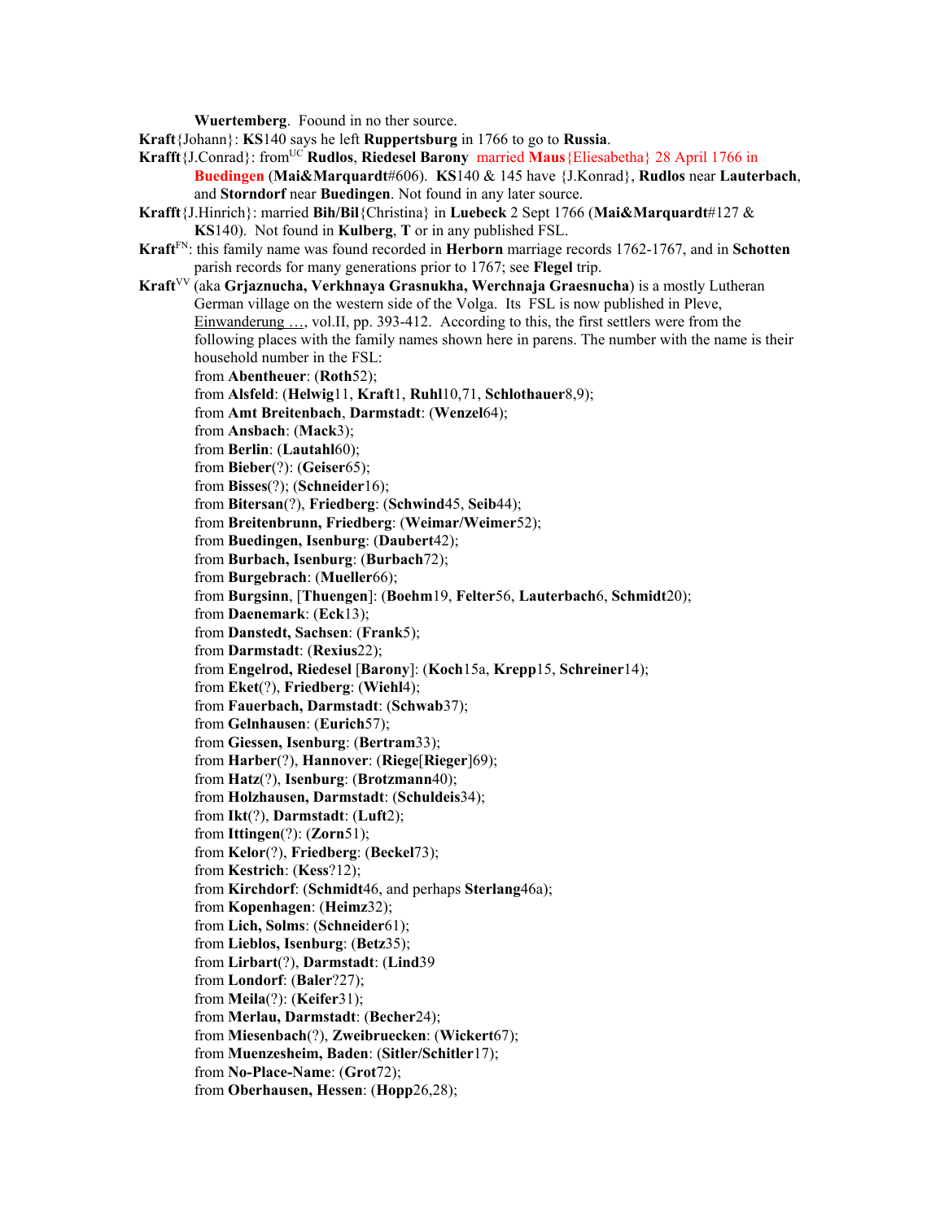**Wuertemberg**. Foound in no ther source.

**Kraft**{Johann}: **KS**140 says he left **Ruppertsburg** in 1766 to go to **Russia**.

**Krafft**{J.Conrad}: from[UC] **Rudlos**, **Riedesel Barony** married **Maus**{Eliesabetha} 28 April 1766 in **Buedingen** (**Mai&Marquardt**#606). **KS**140 & 145 have {J.Konrad}, **Rudlos** near **Lauterbach**, and **Storndorf** near **Buedingen**. Not found in any later source.

**Krafft**{J.Hinrich}: married **Bih**/**Bil**{Christina} in **Luebeck** 2 Sept 1766 (**Mai&Marquardt**#127 & **KS**140). Not found in **Kulberg**, **T** or in any published FSL.

**Kraft**[FN]: this family name was found recorded in **Herborn** marriage records 1762-1767, and in **Schotten** parish records for many generations prior to 1767; see **Flegel** trip.

**Kraft**[VV] (aka **Grjaznucha, Verkhnaya Grasnukha, Werchnaja Graesnucha**) is a mostly Lutheran German village on the western side of the Volga. Its FSL is now published in Pleve, Einwanderung …, vol.II, pp. 393-412. According to this, the first settlers were from the following places with the family names shown here in parens. The number with the name is their household number in the FSL:

from **Abentheuer**: (**Roth**52);
from **Alsfeld**: (**Helwig**11, **Kraft**1, **Ruhl**10,71, **Schlothauer**8,9);
from **Amt Breitenbach**, **Darmstadt**: (**Wenzel**64);
from **Ansbach**: (**Mack**3);
from **Berlin**: (**Lautahl**60);
from **Bieber**(?): (**Geiser**65);
from **Bisses**(?); (**Schneider**16);
from **Bitersan**(?), **Friedberg**: (**Schwind**45, **Seib**44);
from **Breitenbrunn, Friedberg**: (**Weimar/Weimer**52);
from **Buedingen, Isenburg**: (**Daubert**42);
from **Burbach, Isenburg**: (**Burbach**72);
from **Burgebrach**: (**Mueller**66);
from **Burgsinn**, [**Thuengen**]: (**Boehm**19, **Felter**56, **Lauterbach**6, **Schmidt**20);
from **Daenemark**: (**Eck**13);
from **Danstedt, Sachsen**: (**Frank**5);
from **Darmstadt**: (**Rexius**22);
from **Engelrod, Riedesel** [**Barony**]: (**Koch**15a, **Krepp**15, **Schreiner**14);
from **Eket**(?), **Friedberg**: (**Wiehl**4);
from **Fauerbach, Darmstadt**: (**Schwab**37);
from **Gelnhausen**: (**Eurich**57);
from **Giessen, Isenburg**: (**Bertram**33);
from **Harber**(?), **Hannover**: (**Riege**[**Rieger**]69);
from **Hatz**(?), **Isenburg**: (**Brotzmann**40);
from **Holzhausen, Darmstadt**: (**Schuldeis**34);
from **Ikt**(?), **Darmstadt**: (**Luft**2);
from **Ittingen**(?): (**Zorn**51);
from **Kelor**(?), **Friedberg**: (**Beckel**73);
from **Kestrich**: (**Kess**?12);
from **Kirchdorf**: (**Schmidt**46, and perhaps **Sterlang**46a);
from **Kopenhagen**: (**Heimz**32);
from **Lich, Solms**: (**Schneider**61);
from **Lieblos, Isenburg**: (**Betz**35);
from **Lirbart**(?), **Darmstadt**: (**Lind**39
from **Londorf**: (**Baler**?27);
from **Meila**(?): (**Keifer**31);
from **Merlau, Darmstadt**: (**Becher**24);
from **Miesenbach**(?), **Zweibruecken**: (**Wickert**67);
from **Muenzesheim, Baden**: (**Sitler/Schitler**17);
from **No-Place-Name**: (**Grot**72);
from **Oberhausen, Hessen**: (**Hopp**26,28);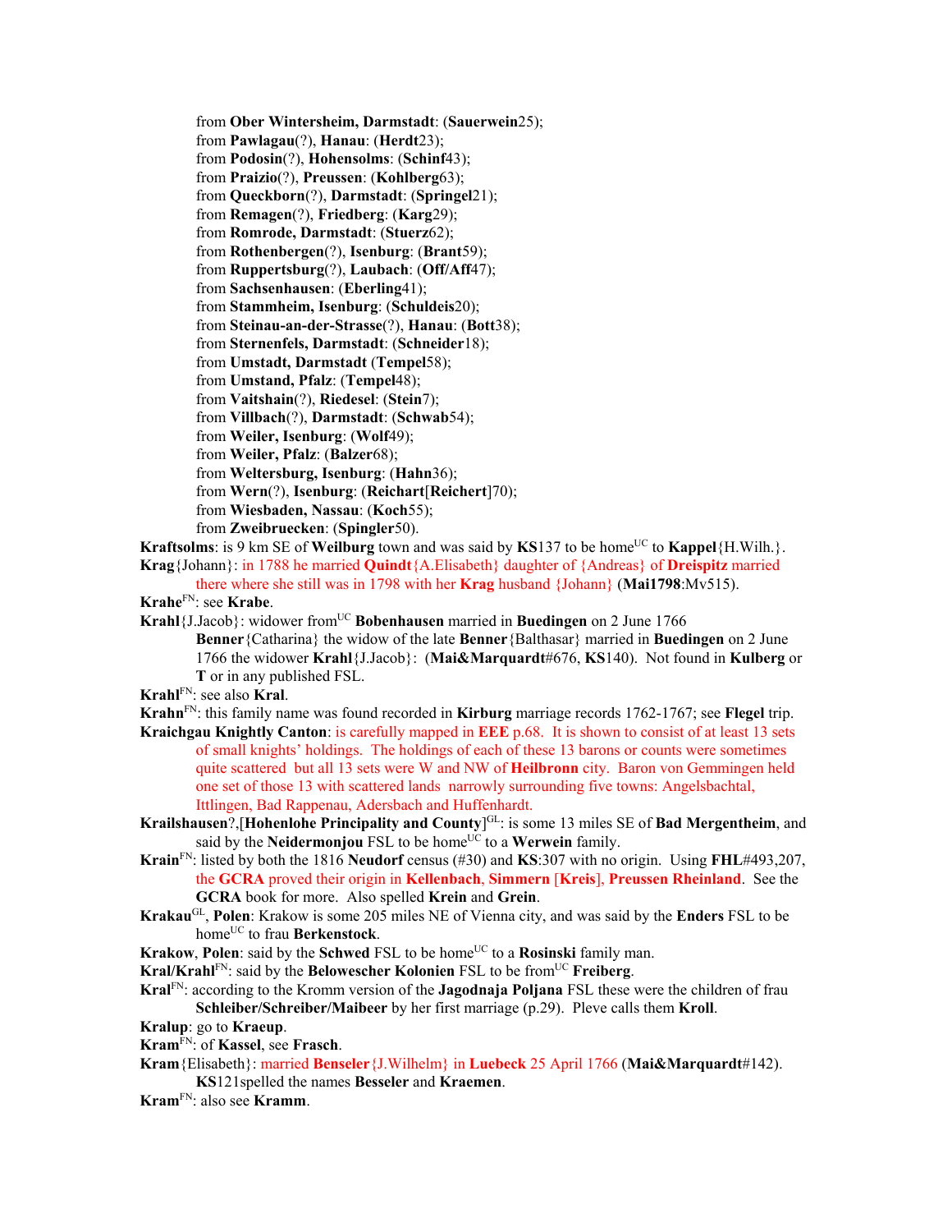from **Ober Wintersheim, Darmstadt**: (**Sauerwein**25);
from **Pawlagau**(?), **Hanau**: (**Herdt**23);
from **Podosin**(?), **Hohensolms**: (**Schinf**43);
from **Praizio**(?), **Preussen**: (**Kohlberg**63);
from **Queckborn**(?), **Darmstadt**: (**Springel**21);
from **Remagen**(?), **Friedberg**: (**Karg**29);
from **Romrode, Darmstadt**: (**Stuerz**62);
from **Rothenbergen**(?), **Isenburg**: (**Brant**59);
from **Ruppertsburg**(?), **Laubach**: (**Off/Aff**47);
from **Sachsenhausen**: (**Eberling**41);
from **Stammheim, Isenburg**: (**Schuldeis**20);
from **Steinau-an-der-Strasse**(?), **Hanau**: (**Bott**38);
from **Sternenfels, Darmstadt**: (**Schneider**18);
from **Umstadt, Darmstadt** (**Tempel**58);
from **Umstand, Pfalz**: (**Tempel**48);
from **Vaitshain**(?), **Riedesel**: (**Stein**7);
from **Villbach**(?), **Darmstadt**: (**Schwab**54);
from **Weiler, Isenburg**: (**Wolf**49);
from **Weiler, Pfalz**: (**Balzer**68);
from **Weltersburg, Isenburg**: (**Hahn**36);
from **Wern**(?), **Isenburg**: (**Reichart**[**Reichert**]70);
from **Wiesbaden, Nassau**: (**Koch**55);
from **Zweibruecken**: (**Spingler**50).

**Kraftsolms**: is 9 km SE of **Weilburg** town and was said by **KS**137 to be home[UC] to **Kappel**{H.Wilh.}.

**Krag**{Johann}: in 1788 he married **Quindt**{A.Elisabeth} daughter of {Andreas} of **Dreispitz** married there where she still was in 1798 with her **Krag** husband {Johann} (**Mai1798**:Mv515).

**Krahe**[FN]: see **Krabe**.

**Krahl**{J.Jacob}: widower from[UC] **Bobenhausen** married in **Buedingen** on 2 June 1766
**Benner**{Catharina} the widow of the late **Benner**{Balthasar} married in **Buedingen** on 2 June 1766 the widower **Krahl**{J.Jacob}: (**Mai&Marquardt**#676, **KS**140). Not found in **Kulberg** or **T** or in any published FSL.

**Krahl**[FN]: see also **Kral**.

**Krahn**[FN]: this family name was found recorded in **Kirburg** marriage records 1762-1767; see **Flegel** trip.

**Kraichgau Knightly Canton**: is carefully mapped in **EEE** p.68. It is shown to consist of at least 13 sets of small knights' holdings. The holdings of each of these 13 barons or counts were sometimes quite scattered but all 13 sets were W and NW of **Heilbronn** city. Baron von Gemmingen held one set of those 13 with scattered lands narrowly surrounding five towns: Angelsbachtal, Ittlingen, Bad Rappenau, Adersbach and Huffenhardt.

**Krailshausen**?,[**Hohenlohe Principality and County**][GL]: is some 13 miles SE of **Bad Mergentheim**, and said by the **Neidermonjou** FSL to be home[UC] to a **Werwein** family.

**Krain**[FN]: listed by both the 1816 **Neudorf** census (#30) and **KS**:307 with no origin. Using **FHL**#493,207, the **GCRA** proved their origin in **Kellenbach**, **Simmern** [**Kreis**], **Preussen Rheinland**. See the **GCRA** book for more. Also spelled **Krein** and **Grein**.

**Krakau**[GL], **Polen**: Krakow is some 205 miles NE of Vienna city, and was said by the **Enders** FSL to be home[UC] to frau **Berkenstock**.

**Krakow**, **Polen**: said by the **Schwed** FSL to be home[UC] to a **Rosinski** family man.

**Kral/Krahl**[FN]: said by the **Belowescher Kolonien** FSL to be from[UC] **Freiberg**.

**Kral**[FN]: according to the Kromm version of the **Jagodnaja Poljana** FSL these were the children of frau **Schleiber/Schreiber/Maibeer** by her first marriage (p.29). Pleve calls them **Kroll**.

**Kralup**: go to **Kraeup**.

**Kram**[FN]: of **Kassel**, see **Frasch**.

**Kram**{Elisabeth}: married **Benseler**{J.Wilhelm} in **Luebeck** 25 April 1766 (**Mai&Marquardt**#142). **KS**121spelled the names **Besseler** and **Kraemen**.

**Kram**[FN]: also see **Kramm**.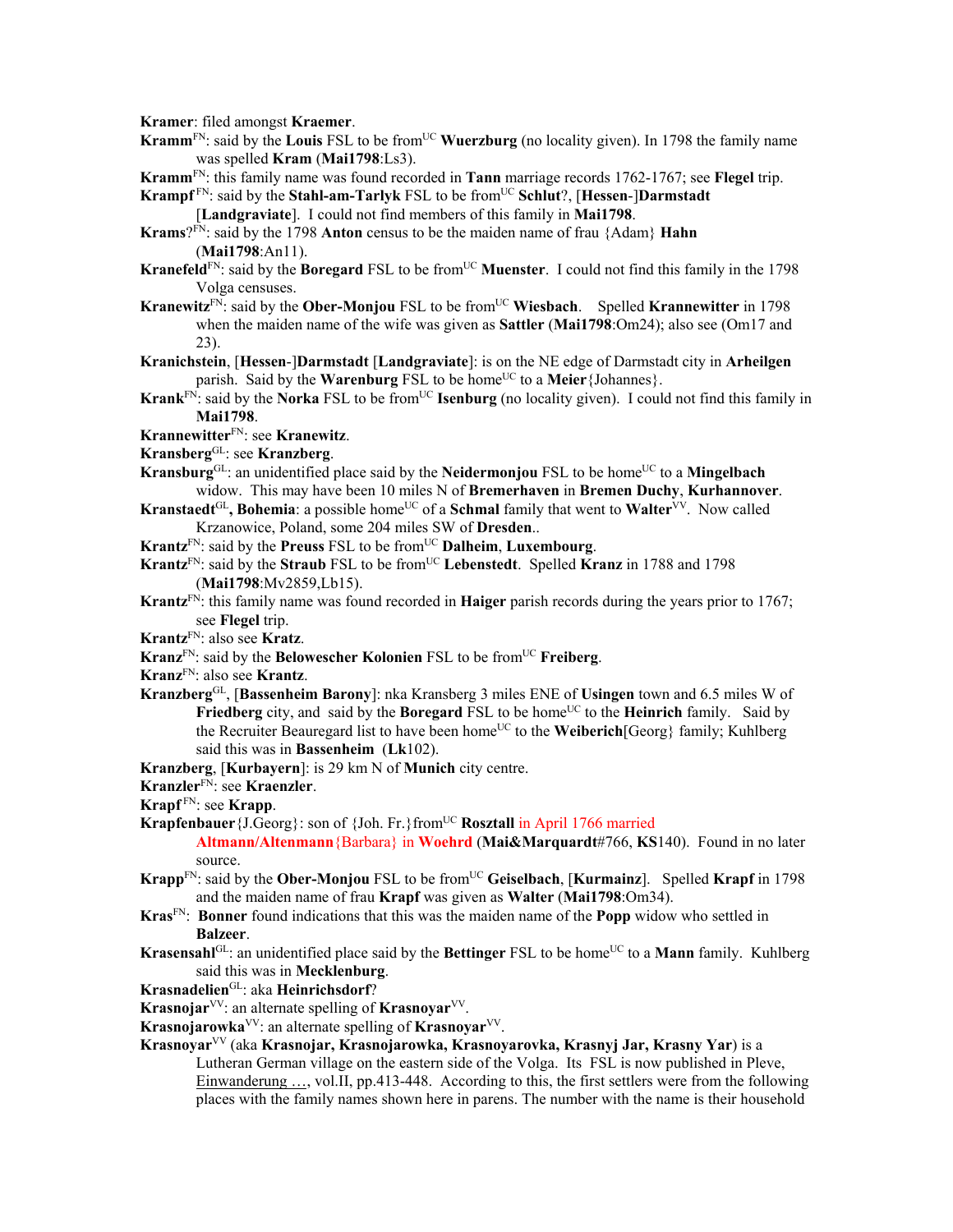**Kramer**: filed amongst **Kraemer**.

**Kramm**[FN]: said by the **Louis** FSL to be from[UC] **Wuerzburg** (no locality given). In 1798 the family name was spelled **Kram** (**Mai1798**:Ls3).

**Kramm**[FN]: this family name was found recorded in **Tann** marriage records 1762-1767; see **Flegel** trip.

**Krampf**[FN]: said by the **Stahl-am-Tarlyk** FSL to be from[UC] **Schlut**?, [**Hessen**-]**Darmstadt** [**Landgraviate**]. I could not find members of this family in **Mai1798**.

**Krams**?[FN]: said by the 1798 **Anton** census to be the maiden name of frau {Adam} **Hahn** (**Mai1798**:An11).

**Kranefeld**[FN]: said by the **Boregard** FSL to be from[UC] **Muenster**. I could not find this family in the 1798 Volga censuses.

**Kranewitz**[FN]: said by the **Ober-Monjou** FSL to be from[UC] **Wiesbach**. Spelled **Krannewitter** in 1798 when the maiden name of the wife was given as **Sattler** (**Mai1798**:Om24); also see (Om17 and 23).

**Kranichstein**, [**Hessen**-]**Darmstadt** [**Landgraviate**]: is on the NE edge of Darmstadt city in **Arheilgen** parish. Said by the **Warenburg** FSL to be home[UC] to a **Meier**{Johannes}.

**Krank**[FN]: said by the **Norka** FSL to be from[UC] **Isenburg** (no locality given). I could not find this family in **Mai1798**.

**Krannewitter**[FN]: see **Kranewitz**.

**Kransberg**[GL]: see **Kranzberg**.

**Kransburg**[GL]: an unidentified place said by the **Neidermonjou** FSL to be home[UC] to a **Mingelbach** widow. This may have been 10 miles N of **Bremerhaven** in **Bremen Duchy**, **Kurhannover**.

**Kranstaedt**[GL]**, Bohemia**: a possible home[UC] of a **Schmal** family that went to **Walter**[VV]. Now called Krzanowice, Poland, some 204 miles SW of **Dresden**..

**Krantz**[FN]: said by the **Preuss** FSL to be from[UC] **Dalheim**, **Luxembourg**.

**Krantz**[FN]: said by the **Straub** FSL to be from[UC] **Lebenstedt**. Spelled **Kranz** in 1788 and 1798 (**Mai1798**:Mv2859,Lb15).

**Krantz**[FN]: this family name was found recorded in **Haiger** parish records during the years prior to 1767; see **Flegel** trip.

**Krantz**[FN]: also see **Kratz**.

**Kranz**[FN]: said by the **Belowescher Kolonien** FSL to be from[UC] **Freiberg**.

**Kranz**[FN]: also see **Krantz**.

**Kranzberg**[GL], [**Bassenheim Barony**]: nka Kransberg 3 miles ENE of **Usingen** town and 6.5 miles W of **Friedberg** city, and said by the **Boregard** FSL to be home[UC] to the **Heinrich** family. Said by the Recruiter Beauregard list to have been home[UC] to the **Weiberich**[Georg} family; Kuhlberg said this was in **Bassenheim** (**Lk**102).

**Kranzberg**, [**Kurbayern**]: is 29 km N of **Munich** city centre.

**Kranzler**[FN]: see **Kraenzler**.

**Krapf**[FN]: see **Krapp**.

**Krapfenbauer**{J.Georg}: son of {Joh. Fr.}from[UC] **Rosztall** in April 1766 married **Altmann/Altenmann**{Barbara} in **Woehrd** (**Mai&Marquardt**#766, **KS**140). Found in no later source.

**Krapp**[FN]: said by the **Ober-Monjou** FSL to be from[UC] **Geiselbach**, [**Kurmainz**]. Spelled **Krapf** in 1798 and the maiden name of frau **Krapf** was given as **Walter** (**Mai1798**:Om34).

**Kras**[FN]: **Bonner** found indications that this was the maiden name of the **Popp** widow who settled in **Balzeer**.

**Krasensahl**[GL]: an unidentified place said by the **Bettinger** FSL to be home[UC] to a **Mann** family. Kuhlberg said this was in **Mecklenburg**.

**Krasnadelien**[GL]: aka **Heinrichsdorf**?

**Krasnojar**[VV]: an alternate spelling of **Krasnoyar**[VV].

**Krasnojarowka**[VV]: an alternate spelling of **Krasnoyar**[VV].

**Krasnoyar**[VV] (aka **Krasnojar, Krasnojarowka, Krasnoyarovka, Krasnyj Jar, Krasny Yar**) is a Lutheran German village on the eastern side of the Volga. Its FSL is now published in Pleve, Einwanderung …, vol.II, pp.413-448. According to this, the first settlers were from the following places with the family names shown here in parens. The number with the name is their household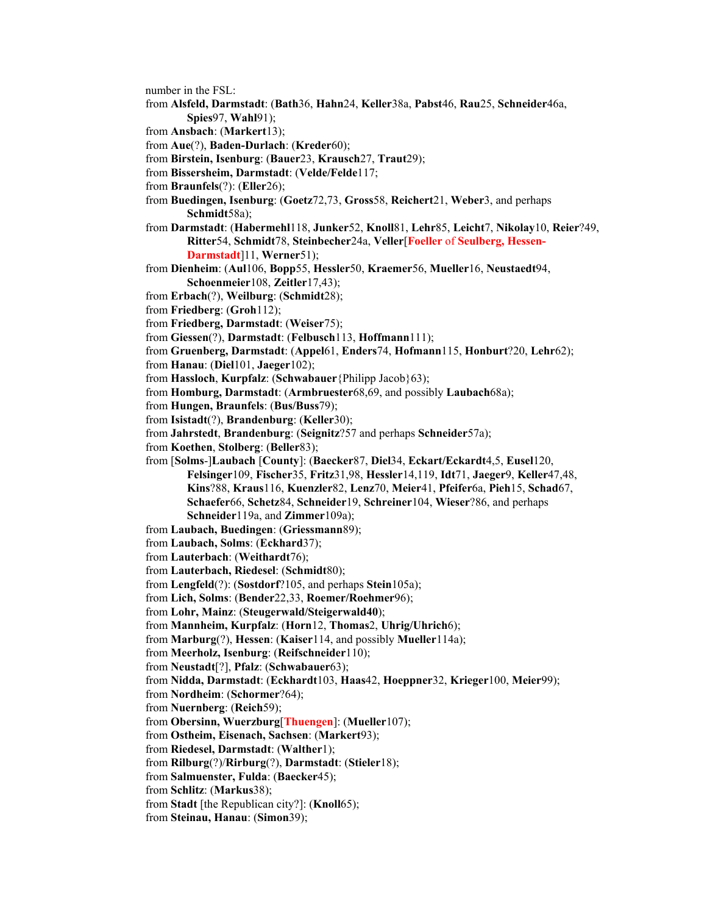number in the FSL:

from **Alsfeld, Darmstadt**: (**Bath**36, **Hahn**24, **Keller**38a, **Pabst**46, **Rau**25, **Schneider**46a, **Spies**97, **Wahl**91);

from **Ansbach**: (**Markert**13);

from **Aue**(?), **Baden-Durlach**: (**Kreder**60);

from **Birstein, Isenburg**: (**Bauer**23, **Krausch**27, **Traut**29);

from **Bissersheim, Darmstadt**: (**Velde/Felde**117;

from **Braunfels**(?): (**Eller**26);

from **Buedingen, Isenburg**: (**Goetz**72,73, **Gross**58, **Reichert**21, **Weber**3, and perhaps **Schmidt**58a);

from **Darmstadt**: (**Habermehl**118, **Junker**52, **Knoll**81, **Lehr**85, **Leicht**7, **Nikolay**10, **Reier**?49, **Ritter**54, **Schmidt**78, **Steinbecher**24a, **Veller**[**Foeller** of **Seulberg, Hessen-Darmstadt**]11, **Werner**51);

from **Dienheim**: (**Aul**106, **Bopp**55, **Hessler**50, **Kraemer**56, **Mueller**16, **Neustaedt**94, **Schoenmeier**108, **Zeitler**17,43);

from **Erbach**(?), **Weilburg**: (**Schmidt**28);

from **Friedberg**: (**Groh**112);

from **Friedberg, Darmstadt**: (**Weiser**75);

from **Giessen**(?), **Darmstadt**: (**Felbusch**113, **Hoffmann**111);

from **Gruenberg, Darmstadt**: (**Appel**61, **Enders**74, **Hofmann**115, **Honburt**?20, **Lehr**62);

from **Hanau**: (**Diel**101, **Jaeger**102);

from **Hassloch**, **Kurpfalz**: (**Schwabauer**{Philipp Jacob}63);

from **Homburg, Darmstadt**: (**Armbruester**68,69, and possibly **Laubach**68a);

from **Hungen, Braunfels**: (**Bus/Buss**79);

from **Isistadt**(?), **Brandenburg**: (**Keller**30);

from **Jahrstedt**, **Brandenburg**: (**Seignitz**?57 and perhaps **Schneider**57a);

from **Koethen**, **Stolberg**: (**Beller**83);

from [**Solms**-]**Laubach** [**County**]: (**Baecker**87, **Diel**34, **Eckart/Eckardt**4,5, **Eusel**120, **Felsinger**109, **Fischer**35, **Fritz**31,98, **Hessler**14,119, **Idt**71, **Jaeger**9, **Keller**47,48, **Kins**?88, **Kraus**116, **Kuenzler**82, **Lenz**70, **Meier**41, **Pfeifer**6a, **Pieh**15, **Schad**67, **Schaefer**66, **Schetz**84, **Schneider**19, **Schreiner**104, **Wieser**?86, and perhaps **Schneider**119a, and **Zimmer**109a);

from **Laubach, Buedingen**: (**Griessmann**89);

from **Laubach, Solms**: (**Eckhard**37);

from **Lauterbach**: (**Weithardt**76);

from **Lauterbach, Riedesel**: (**Schmidt**80);

from **Lengfeld**(?): (**Sostdorf**?105, and perhaps **Stein**105a);

from **Lich, Solms**: (**Bender**22,33, **Roemer/Roehmer**96);

from **Lohr, Mainz**: (**Steugerwald/Steigerwald40**);

from **Mannheim, Kurpfalz**: (**Horn**12, **Thomas**2, **Uhrig/Uhrich**6);

from **Marburg**(?), **Hessen**: (**Kaiser**114, and possibly **Mueller**114a);

from **Meerholz, Isenburg**: (**Reifschneider**110);

from **Neustadt**[?], **Pfalz**: (**Schwabauer**63);

from **Nidda, Darmstadt**: (**Eckhardt**103, **Haas**42, **Hoeppner**32, **Krieger**100, **Meier**99);

from **Nordheim**: (**Schormer**?64);

from **Nuernberg**: (**Reich**59);

from **Obersinn, Wuerzburg**[**Thuengen**]: (**Mueller**107);

from **Ostheim, Eisenach, Sachsen**: (**Markert**93);

from **Riedesel, Darmstadt**: (**Walther**1);

from **Rilburg**(?)/**Rirburg**(?), **Darmstadt**: (**Stieler**18);

from **Salmuenster, Fulda**: (**Baecker**45);

from **Schlitz**: (**Markus**38);

from **Stadt** [the Republican city?]: (**Knoll**65);

from **Steinau, Hanau**: (**Simon**39);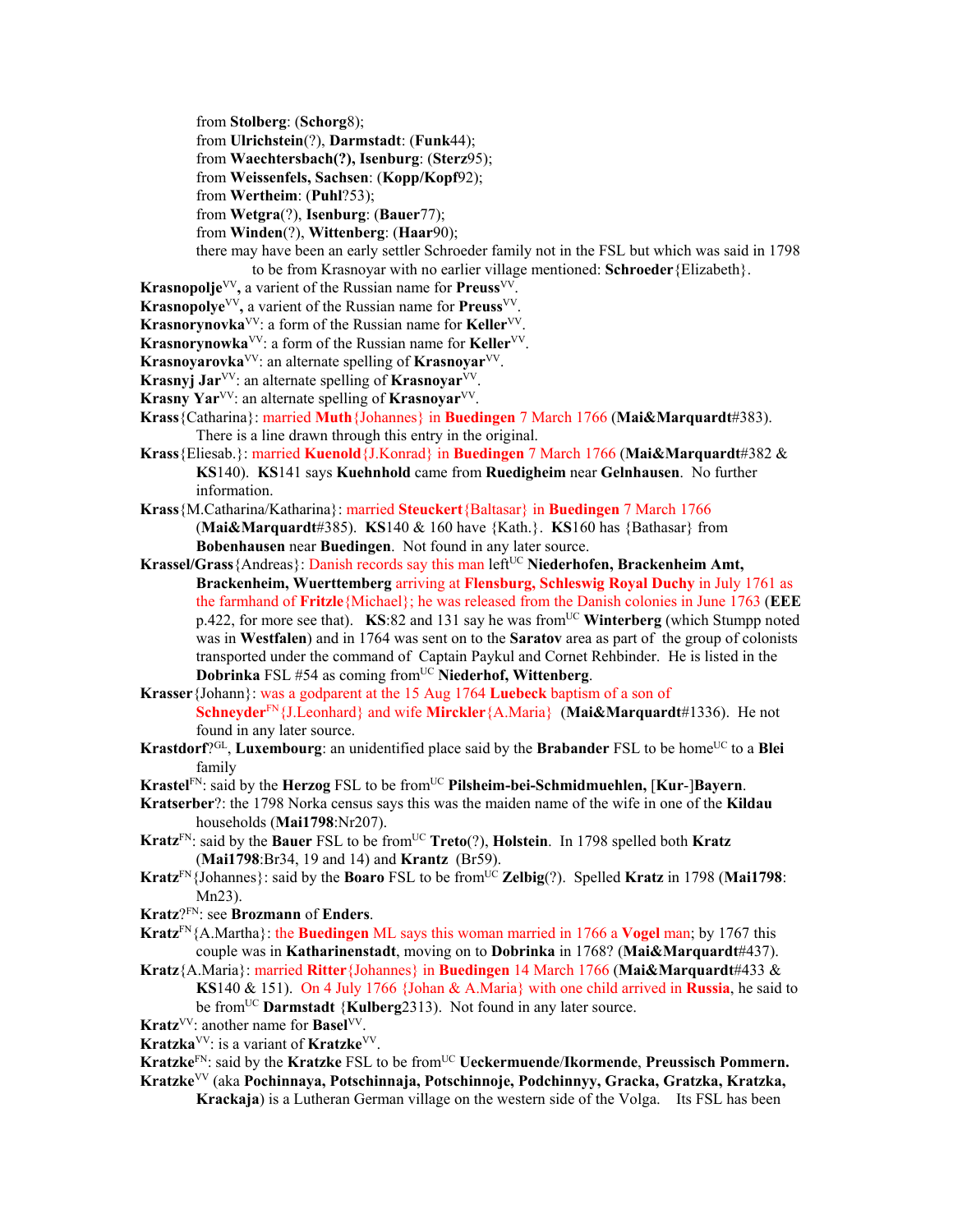from **Stolberg**: (**Schorg**8);

from **Ulrichstein**(?), **Darmstadt**: (**Funk**44);

from **Waechtersbach(?), Isenburg**: (**Sterz**95);

from **Weissenfels, Sachsen**: (**Kopp/Kopf**92);

from **Wertheim**: (**Puhl**?53);

from **Wetgra**(?), **Isenburg**: (**Bauer**77);

from **Winden**(?), **Wittenberg**: (**Haar**90);

there may have been an early settler Schroeder family not in the FSL but which was said in 1798 to be from Krasnoyar with no earlier village mentioned: **Schroeder**{Elizabeth}.

**Krasnopolje**[VV]**,** a varient of the Russian name for **Preuss**[VV].

**Krasnopolye**[VV]**,** a varient of the Russian name for **Preuss**[VV].

**Krasnorynovka**[VV]: a form of the Russian name for **Keller**[VV].

**Krasnorynowka**[VV]: a form of the Russian name for **Keller**[VV].

**Krasnoyarovka**[VV]: an alternate spelling of **Krasnoyar**[VV].

**Krasnyj Jar**[VV]: an alternate spelling of **Krasnoyar**[VV].

**Krasny Yar**[VV]: an alternate spelling of **Krasnoyar**[VV].

**Krass**{Catharina}: married **Muth**{Johannes} in **Buedingen** 7 March 1766 (**Mai&Marquardt**#383). There is a line drawn through this entry in the original.

**Krass**{Eliesab.}: married **Kuenold**{J.Konrad} in **Buedingen** 7 March 1766 (**Mai&Marquardt**#382 & **KS**140). **KS**141 says **Kuehnhold** came from **Ruedigheim** near **Gelnhausen**. No further information.

**Krass**{M.Catharina/Katharina}: married **Steuckert**{Baltasar} in **Buedingen** 7 March 1766 (**Mai&Marquardt**#385). **KS**140 & 160 have {Kath.}. **KS**160 has {Bathasar} from **Bobenhausen** near **Buedingen**. Not found in any later source.

**Krassel/Grass**{Andreas}: Danish records say this man left[UC] **Niederhofen, Brackenheim Amt, Brackenheim, Wuerttemberg** arriving at **Flensburg, Schleswig Royal Duchy** in July 1761 as the farmhand of **Fritzle**{Michael}; he was released from the Danish colonies in June 1763 (**EEE** p.422, for more see that). **KS**:82 and 131 say he was from[UC] **Winterberg** (which Stumpp noted was in **Westfalen**) and in 1764 was sent on to the **Saratov** area as part of the group of colonists transported under the command of Captain Paykul and Cornet Rehbinder. He is listed in the **Dobrinka** FSL #54 as coming from[UC] **Niederhof, Wittenberg**.

**Krasser**{Johann}: was a godparent at the 15 Aug 1764 **Luebeck** baptism of a son of **Schneyder**[FN]{J.Leonhard} and wife **Mirckler**{A.Maria} (**Mai&Marquardt**#1336). He not found in any later source.

**Krastdorf**?[GL], **Luxembourg**: an unidentified place said by the **Brabander** FSL to be home[UC] to a **Blei** family

**Krastel**[FN]: said by the **Herzog** FSL to be from[UC] **Pilsheim-bei-Schmidmuehlen,** [**Kur**-]**Bayern**.

**Kratserber**?: the 1798 Norka census says this was the maiden name of the wife in one of the **Kildau** households (**Mai1798**:Nr207).

**Kratz**[FN]: said by the **Bauer** FSL to be from[UC] **Treto**(?), **Holstein**. In 1798 spelled both **Kratz** (**Mai1798**:Br34, 19 and 14) and **Krantz** (Br59).

**Kratz**[FN]{Johannes}: said by the **Boaro** FSL to be from[UC] **Zelbig**(?). Spelled **Kratz** in 1798 (**Mai1798**: Mn23).

**Kratz**?[FN]: see **Brozmann** of **Enders**.

**Kratz**[FN]{A.Martha}: the **Buedingen** ML says this woman married in 1766 a **Vogel** man; by 1767 this couple was in **Katharinenstadt**, moving on to **Dobrinka** in 1768? (**Mai&Marquardt**#437).

**Kratz**{A.Maria}: married **Ritter**{Johannes} in **Buedingen** 14 March 1766 (**Mai&Marquardt**#433 & **KS**140 & 151). On 4 July 1766 {Johan & A.Maria} with one child arrived in **Russia**, he said to be from[UC] **Darmstadt** {**Kulberg**2313). Not found in any later source.

**Kratz**[VV]: another name for **Basel**[VV].

**Kratzka**[VV]: is a variant of **Kratzke**[VV].

**Kratzke**[FN]: said by the **Kratzke** FSL to be from[UC] **Ueckermuende**/**Ikormende**, **Preussisch Pommern.**

**Kratzke**[VV] (aka **Pochinnaya, Potschinnaja, Potschinnoje, Podchinnyy, Gracka, Gratzka, Kratzka, Krackaja**) is a Lutheran German village on the western side of the Volga. Its FSL has been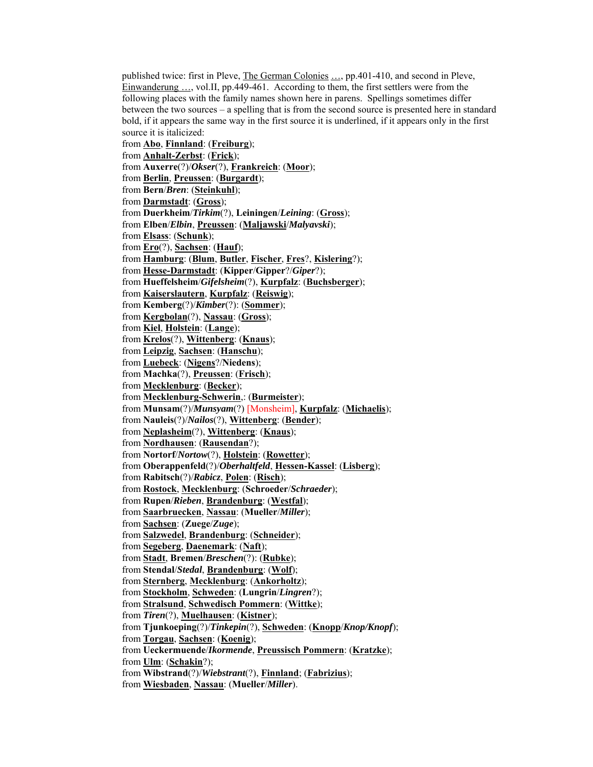published twice: first in Pleve, <u>The German Colonies …</u>, pp.401-410, and second in Pleve, <u>Einwanderung …</u>, vol.II, pp.449-461. According to them, the first settlers were from the following places with the family names shown here in parens. Spellings sometimes differ between the two sources – a spelling that is from the second source is presented here in standard bold, if it appears the same way in the first source it is underlined, if it appears only in the first source it is italicized:

from <u>**Abo**</u>, <u>**Finnland**</u>: (<u>**Freiburg**</u>);
from <u>**Anhalt-Zerbst**</u>: (<u>**Frick**</u>);
from **Auxerre**(?)/***Okser***(?), <u>**Frankreich**</u>: (<u>**Moor**</u>);
from <u>**Berlin**</u>, <u>**Preussen**</u>: (<u>**Burgardt**</u>);
from **Bern**/***Bren***: (<u>**Steinkuhl**</u>);
from <u>**Darmstadt**</u>: (<u>**Gross**</u>);
from **Duerkheim**/***Tirkim***(?), **Leiningen**/***Leining***: (<u>**Gross**</u>);
from **Elben**/***Elbin***, <u>**Preussen**</u>: (<u>**Maljawski**</u>/***Malyavski***);
from <u>**Elsass**</u>: (<u>**Schunk**</u>);
from <u>**Ero**</u>(?), <u>**Sachsen**</u>: (<u>**Hauf**</u>);
from <u>**Hamburg**</u>: (<u>**Blum**</u>, <u>**Butler**</u>, <u>**Fischer**</u>, <u>**Fres**</u>?, <u>**Kislering**</u>?);
from <u>**Hesse-Darmstadt**</u>: (**Kipper**/**Gipper**?/***Giper***?);
from **Hueffelsheim**/***Gifelsheim***(?), <u>**Kurpfalz**</u>: (<u>**Buchsberger**</u>);
from <u>**Kaiserslautern**</u>, <u>**Kurpfalz**</u>: (<u>**Reiswig**</u>);
from **Kemberg**(?)/***Kimber***(?): (<u>**Sommer**</u>);
from <u>**Kergbolan**</u>(?), <u>**Nassau**</u>: (<u>**Gross**</u>);
from <u>**Kiel**</u>, <u>**Holstein**</u>: (<u>**Lange**</u>);
from <u>**Krelos**</u>(?), <u>**Wittenberg**</u>: (<u>**Knaus**</u>);
from <u>**Leipzig**</u>, <u>**Sachsen**</u>: (<u>**Hanschu**</u>);
from <u>**Luebeck**</u>: (<u>**Nigens**</u>?/**Niedens**);
from **Machka**(?), <u>**Preussen**</u>: (<u>**Frisch**</u>);
from <u>**Mecklenburg**</u>: (<u>**Becker**</u>);
from <u>**Mecklenburg-Schwerin**</u>,: (<u>**Burmeister**</u>);
from **Munsam**(?)/***Munsyam***(?) [Monsheim], <u>**Kurpfalz**</u>: (<u>**Michaelis**</u>);
from **Nauleis**(?)/***Nailos***(?), <u>**Wittenberg**</u>: (<u>**Bender**</u>);
from <u>**Neplasheim**</u>(?), <u>**Wittenberg**</u>: (<u>**Knaus**</u>);
from <u>**Nordhausen**</u>: (<u>**Rausendan**</u>?);
from **Nortorf**/***Nortow***(?), <u>**Holstein**</u>: (<u>**Rowetter**</u>);
from **Oberappenfeld**(?)/***Oberhaltfeld***, <u>**Hessen-Kassel**</u>: (<u>**Lisberg**</u>);
from **Rabitsch**(?)/***Rabicz***, <u>**Polen**</u>: (<u>**Risch**</u>);
from <u>**Rostock**</u>, <u>**Mecklenburg**</u>: (**Schroeder**/***Schraeder***);
from **Rupen**/***Rieben***, <u>**Brandenburg**</u>: (<u>**Westfal**</u>);
from <u>**Saarbruecken**</u>, <u>**Nassau**</u>: (**Mueller**/***Miller***);
from <u>**Sachsen**</u>: (**Zuege**/***Zuge***);
from <u>**Salzwedel**</u>, <u>**Brandenburg**</u>: (<u>**Schneider**</u>);
from <u>**Segeberg**</u>, <u>**Daenemark**</u>: (<u>**Naft**</u>);
from <u>**Stadt**</u>, **Bremen**/***Breschen***(?): (<u>**Rubke**</u>);
from **Stendal**/***Stedal***, <u>**Brandenburg**</u>: (<u>**Wolf**</u>);
from <u>**Sternberg**</u>, <u>**Mecklenburg**</u>: (<u>**Ankorholtz**</u>);
from <u>**Stockholm**</u>, <u>**Schweden**</u>: (**Lungrin**/***Lingren***?);
from <u>**Stralsund**</u>, <u>**Schwedisch Pommern**</u>: (<u>**Wittke**</u>);
from ***Tiren***(?), <u>**Muelhausen**</u>: (<u>**Kistner**</u>);
from **Tjunkoeping**(?)/***Tinkepin***(?), <u>**Schweden**</u>: (<u>**Knopp**</u>/***Knop/Knopf***);
from <u>**Torgau**</u>, <u>**Sachsen**</u>: (<u>**Koenig**</u>);
from **Ueckermuende**/***Ikormende***, <u>**Preussisch Pommern**</u>: (<u>**Kratzke**</u>);
from <u>**Ulm**</u>: (<u>**Schakin**</u>?);
from **Wibstrand**(?)/***Wiebstrant***(?), <u>**Finnland**</u>; (<u>**Fabrizius**</u>);
from <u>**Wiesbaden**</u>, <u>**Nassau**</u>: (**Mueller**/***Miller***).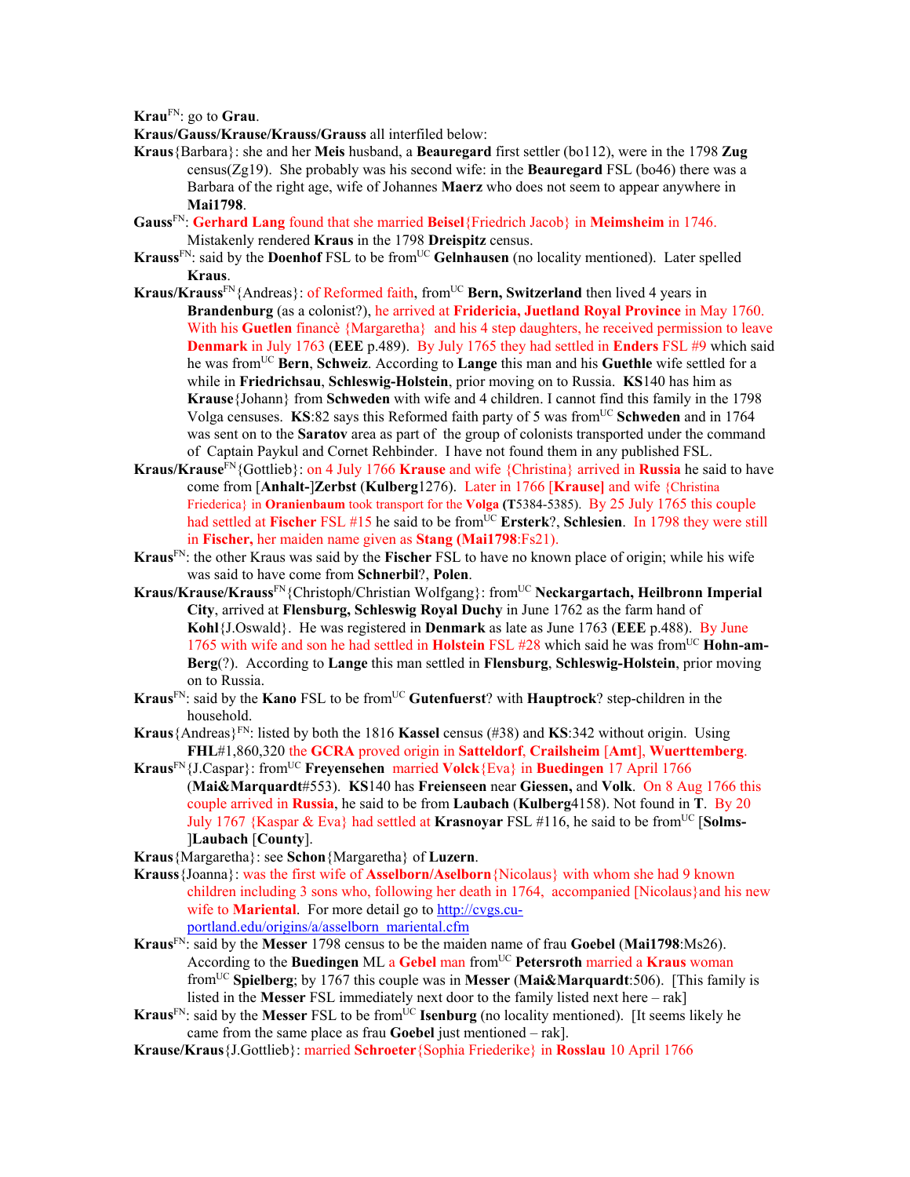**Krau**[FN]: go to **Grau**.

**Kraus/Gauss/Krause/Krauss/Grauss** all interfiled below:

**Kraus**{Barbara}: she and her **Meis** husband, a **Beauregard** first settler (bo112), were in the 1798 **Zug** census(Zg19). She probably was his second wife: in the **Beauregard** FSL (bo46) there was a Barbara of the right age, wife of Johannes **Maerz** who does not seem to appear anywhere in **Mai1798**.

**Gauss**[FN]: **Gerhard Lang** found that she married **Beisel**{Friedrich Jacob} in **Meimsheim** in 1746. Mistakenly rendered **Kraus** in the 1798 **Dreispitz** census.

**Krauss**[FN]: said by the **Doenhof** FSL to be from[UC] **Gelnhausen** (no locality mentioned). Later spelled **Kraus**.

**Kraus/Krauss**[FN]{Andreas}: of Reformed faith, from[UC] **Bern, Switzerland** then lived 4 years in **Brandenburg** (as a colonist?), he arrived at **Fridericia, Juetland Royal Province** in May 1760. With his **Guetlen** financè {Margaretha} and his 4 step daughters, he received permission to leave **Denmark** in July 1763 (**EEE** p.489). By July 1765 they had settled in **Enders** FSL #9 which said he was from[UC] **Bern**, **Schweiz**. According to **Lange** this man and his **Guethle** wife settled for a while in **Friedrichsau**, **Schleswig-Holstein**, prior moving on to Russia. **KS**140 has him as **Krause**{Johann} from **Schweden** with wife and 4 children. I cannot find this family in the 1798 Volga censuses. **KS**:82 says this Reformed faith party of 5 was from[UC] **Schweden** and in 1764 was sent on to the **Saratov** area as part of the group of colonists transported under the command of Captain Paykul and Cornet Rehbinder. I have not found them in any published FSL.

**Kraus/Krause**[FN]{Gottlieb}: on 4 July 1766 **Krause** and wife {Christina} arrived in **Russia** he said to have come from [**Anhalt-**]**Zerbst** (**Kulberg**1276). Later in 1766 [**Krause**] and wife {Christina Friederica} in **Oranienbaum** took transport for the **Volga** (**T**5384-5385). By 25 July 1765 this couple had settled at **Fischer** FSL #15 he said to be from[UC] **Ersterk**?, **Schlesien**. In 1798 they were still in **Fischer,** her maiden name given as **Stang** (**Mai1798**:Fs21).

**Kraus**[FN]: the other Kraus was said by the **Fischer** FSL to have no known place of origin; while his wife was said to have come from **Schnerbil**?, **Polen**.

**Kraus/Krause/Krauss**[FN]{Christoph/Christian Wolfgang}: from[UC] **Neckargartach, Heilbronn Imperial City**, arrived at **Flensburg, Schleswig Royal Duchy** in June 1762 as the farm hand of **Kohl**{J.Oswald}. He was registered in **Denmark** as late as June 1763 (**EEE** p.488). By June 1765 with wife and son he had settled in **Holstein** FSL #28 which said he was from[UC] **Hohn-am-Berg**(?). According to **Lange** this man settled in **Flensburg**, **Schleswig-Holstein**, prior moving on to Russia.

**Kraus**[FN]: said by the **Kano** FSL to be from[UC] **Gutenfuerst**? with **Hauptrock**? step-children in the household.

**Kraus**{Andreas}[FN]: listed by both the 1816 **Kassel** census (#38) and **KS**:342 without origin. Using **FHL**#1,860,320 the **GCRA** proved origin in **Satteldorf**, **Crailsheim** [**Amt**], **Wuerttemberg**.

**Kraus**[FN]{J.Caspar}: from[UC] **Freyensehen** married **Volck**{Eva} in **Buedingen** 17 April 1766 (**Mai&Marquardt**#553). **KS**140 has **Freienseen** near **Giessen,** and **Volk**. On 8 Aug 1766 this couple arrived in **Russia**, he said to be from **Laubach** (**Kulberg**4158). Not found in **T**. By 20 July 1767 {Kaspar & Eva} had settled at **Krasnoyar** FSL #116, he said to be from[UC] [**Solms-**]**Laubach** [**County**].

**Kraus**{Margaretha}: see **Schon**{Margaretha} of **Luzern**.

**Krauss**{Joanna}: was the first wife of **Asselborn/Aselborn**{Nicolaus} with whom she had 9 known children including 3 sons who, following her death in 1764, accompanied [Nicolaus}and his new wife to **Mariental**. For more detail go to http://cvgs.cu-portland.edu/origins/a/asselborn_mariental.cfm

**Kraus**[FN]: said by the **Messer** 1798 census to be the maiden name of frau **Goebel** (**Mai1798**:Ms26). According to the **Buedingen** ML a **Gebel** man from[UC] **Petersroth** married a **Kraus** woman from[UC] **Spielberg**; by 1767 this couple was in **Messer** (**Mai&Marquardt**:506). [This family is listed in the **Messer** FSL immediately next door to the family listed next here – rak]

**Kraus**[FN]: said by the **Messer** FSL to be from[UC] **Isenburg** (no locality mentioned). [It seems likely he came from the same place as frau **Goebel** just mentioned – rak].

**Krause/Kraus**{J.Gottlieb}: married **Schroeter**{Sophia Friederike} in **Rosslau** 10 April 1766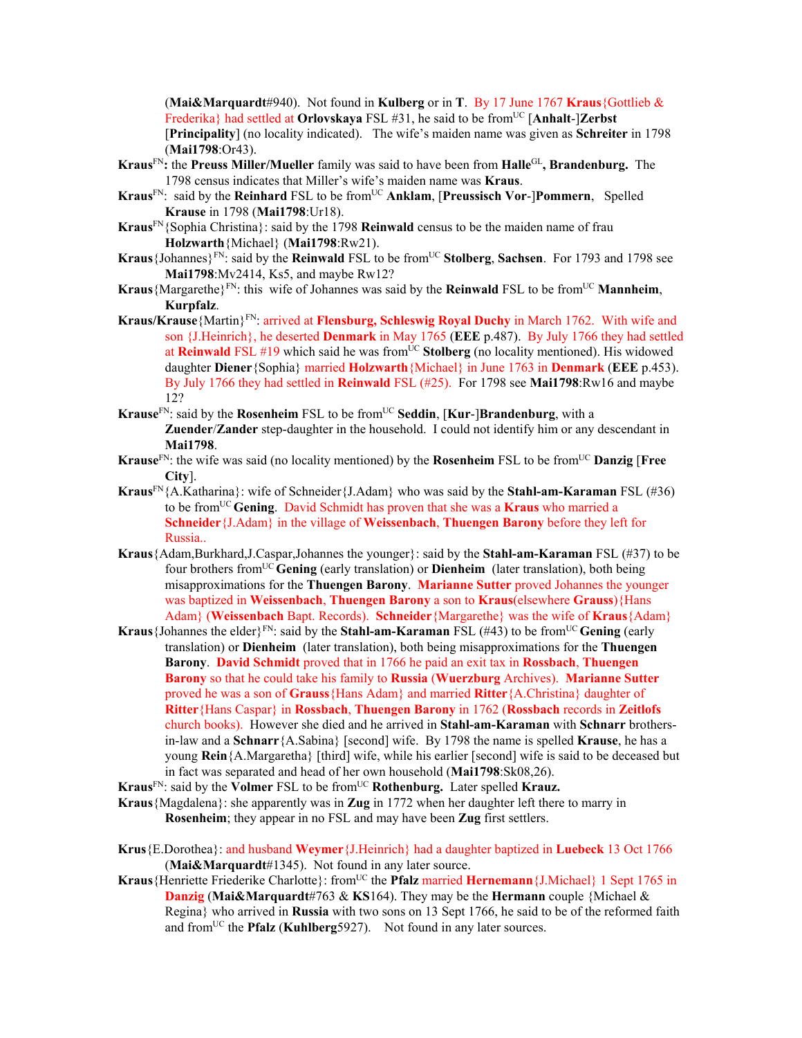(**Mai&Marquardt**#940). Not found in **Kulberg** or in **T**. By 17 June 1767 **Kraus**{Gottlieb & Frederika} had settled at **Orlovskaya** FSL #31, he said to be from[UC] [**Anhalt**-]**Zerbst** [**Principality**] (no locality indicated). The wife's maiden name was given as **Schreiter** in 1798 (**Mai1798**:Or43).

**Kraus**[FN]**:** the **Preuss Miller/Mueller** family was said to have been from **Halle**[GL]**, Brandenburg.** The 1798 census indicates that Miller's wife's maiden name was **Kraus**.

**Kraus**[FN]: said by the **Reinhard** FSL to be from[UC] **Anklam**, [**Preussisch Vor**-]**Pommern**, Spelled **Krause** in 1798 (**Mai1798**:Ur18).

**Kraus**[FN]{Sophia Christina}: said by the 1798 **Reinwald** census to be the maiden name of frau **Holzwarth**{Michael} (**Mai1798**:Rw21).

**Kraus**{Johannes}[FN]: said by the **Reinwald** FSL to be from[UC] **Stolberg**, **Sachsen**. For 1793 and 1798 see **Mai1798**:Mv2414, Ks5, and maybe Rw12?

**Kraus**{Margarethe}[FN]: this wife of Johannes was said by the **Reinwald** FSL to be from[UC] **Mannheim**, **Kurpfalz**.

**Kraus/Krause**{Martin}[FN]: arrived at **Flensburg, Schleswig Royal Duchy** in March 1762. With wife and son {J.Heinrich}, he deserted **Denmark** in May 1765 (**EEE** p.487). By July 1766 they had settled at **Reinwald** FSL #19 which said he was from[UC] **Stolberg** (no locality mentioned). His widowed daughter **Diener**{Sophia} married **Holzwarth**{Michael} in June 1763 in **Denmark** (**EEE** p.453). By July 1766 they had settled in **Reinwald** FSL (#25). For 1798 see **Mai1798**:Rw16 and maybe 12?

**Krause**[FN]: said by the **Rosenheim** FSL to be from[UC] **Seddin**, [**Kur**-]**Brandenburg**, with a **Zuender**/**Zander** step-daughter in the household. I could not identify him or any descendant in **Mai1798**.

**Krause**[FN]: the wife was said (no locality mentioned) by the **Rosenheim** FSL to be from[UC] **Danzig** [**Free City**].

**Kraus**[FN]{A.Katharina}: wife of Schneider{J.Adam} who was said by the **Stahl-am-Karaman** FSL (#36) to be from[UC] **Gening**. David Schmidt has proven that she was a **Kraus** who married a **Schneider**{J.Adam} in the village of **Weissenbach**, **Thuengen Barony** before they left for Russia..

**Kraus**{Adam,Burkhard,J.Caspar,Johannes the younger}: said by the **Stahl-am-Karaman** FSL (#37) to be four brothers from[UC] **Gening** (early translation) or **Dienheim** (later translation), both being misapproximations for the **Thuengen Barony**. **Marianne Sutter** proved Johannes the younger was baptized in **Weissenbach**, **Thuengen Barony** a son to **Kraus**(elsewhere **Grauss**){Hans Adam} (**Weissenbach** Bapt. Records). **Schneider**{Margarethe} was the wife of **Kraus**{Adam}

**Kraus**{Johannes the elder}[FN]: said by the **Stahl-am-Karaman** FSL (#43) to be from[UC] **Gening** (early translation) or **Dienheim** (later translation), both being misapproximations for the **Thuengen Barony**. **David Schmidt** proved that in 1766 he paid an exit tax in **Rossbach**, **Thuengen Barony** so that he could take his family to **Russia** (**Wuerzburg** Archives). **Marianne Sutter** proved he was a son of **Grauss**{Hans Adam} and married **Ritter**{A.Christina} daughter of **Ritter**{Hans Caspar} in **Rossbach**, **Thuengen Barony** in 1762 (**Rossbach** records in **Zeitlofs** church books). However she died and he arrived in **Stahl-am-Karaman** with **Schnarr** brothers-in-law and a **Schnarr**{A.Sabina} [second] wife. By 1798 the name is spelled **Krause**, he has a young **Rein**{A.Margaretha} [third] wife, while his earlier [second] wife is said to be deceased but in fact was separated and head of her own household (**Mai1798**:Sk08,26).

**Kraus**[FN]: said by the **Volmer** FSL to be from[UC] **Rothenburg.** Later spelled **Krauz.**

**Kraus**{Magdalena}: she apparently was in **Zug** in 1772 when her daughter left there to marry in **Rosenheim**; they appear in no FSL and may have been **Zug** first settlers.

**Krus**{E.Dorothea}: and husband **Weymer**{J.Heinrich} had a daughter baptized in **Luebeck** 13 Oct 1766 (**Mai&Marquardt**#1345). Not found in any later source.

**Kraus**{Henriette Friederike Charlotte}: from[UC] the **Pfalz** married **Hernemann**{J.Michael} 1 Sept 1765 in **Danzig** (**Mai&Marquardt**#763 & **KS**164). They may be the **Hermann** couple {Michael & Regina} who arrived in **Russia** with two sons on 13 Sept 1766, he said to be of the reformed faith and from[UC] the **Pfalz** (**Kuhlberg**5927). Not found in any later sources.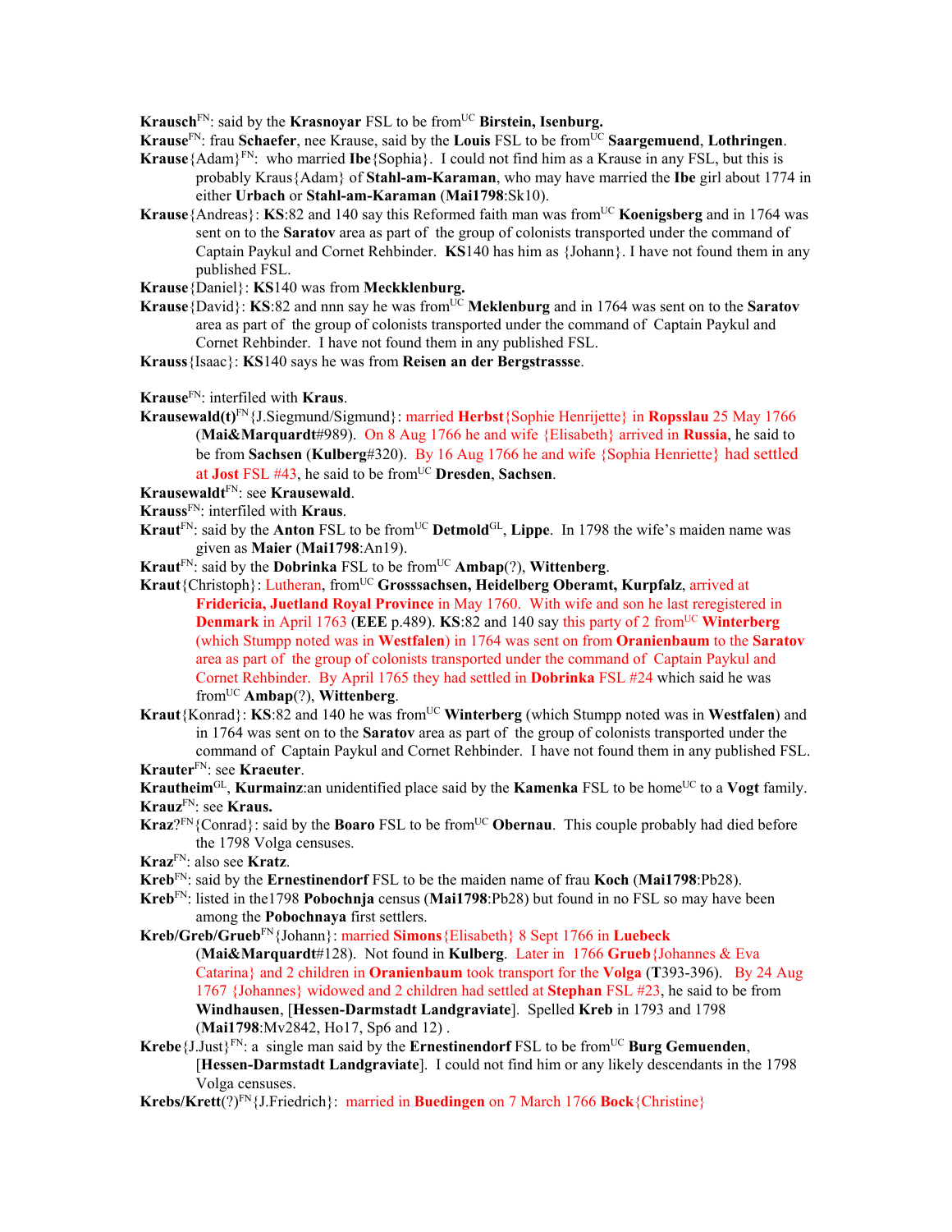**Krausch**[FN]: said by the **Krasnoyar** FSL to be from[UC] **Birstein, Isenburg.**

**Krause**[FN]: frau **Schaefer**, nee Krause, said by the **Louis** FSL to be from[UC] **Saargemuend**, **Lothringen**.

**Krause**{Adam}[FN]: who married **Ibe**{Sophia}. I could not find him as a Krause in any FSL, but this is probably Kraus{Adam} of **Stahl-am-Karaman**, who may have married the **Ibe** girl about 1774 in either **Urbach** or **Stahl-am-Karaman** (**Mai1798**:Sk10).

**Krause**{Andreas}: **KS**:82 and 140 say this Reformed faith man was from[UC] **Koenigsberg** and in 1764 was sent on to the **Saratov** area as part of the group of colonists transported under the command of Captain Paykul and Cornet Rehbinder. **KS**140 has him as {Johann}. I have not found them in any published FSL.

**Krause**{Daniel}: **KS**140 was from **Meckklenburg.**

**Krause**{David}: **KS**:82 and nnn say he was from[UC] **Meklenburg** and in 1764 was sent on to the **Saratov** area as part of the group of colonists transported under the command of Captain Paykul and Cornet Rehbinder. I have not found them in any published FSL.

**Krauss**{Isaac}: **KS**140 says he was from **Reisen an der Bergstrassse**.

**Krause**[FN]: interfiled with **Kraus**.

**Krausewald(t)**[FN]{J.Siegmund/Sigmund}: married **Herbst**{Sophie Henrijette} in **Ropsslau** 25 May 1766 (**Mai&Marquardt**#989). On 8 Aug 1766 he and wife {Elisabeth} arrived in **Russia**, he said to be from **Sachsen** (**Kulberg**#320). By 16 Aug 1766 he and wife {Sophia Henriette} had settled at **Jost** FSL #43, he said to be from[UC] **Dresden**, **Sachsen**.

**Krausewaldt**[FN]: see **Krausewald**.

**Krauss**[FN]: interfiled with **Kraus**.

**Kraut**[FN]: said by the **Anton** FSL to be from[UC] **Detmold**[GL], **Lippe**. In 1798 the wife's maiden name was given as **Maier** (**Mai1798**:An19).

**Kraut**[FN]: said by the **Dobrinka** FSL to be from[UC] **Ambap**(?), **Wittenberg**.

**Kraut**{Christoph}: Lutheran, from[UC] **Grosssachsen, Heidelberg Oberamt, Kurpfalz**, arrived at **Fridericia, Juetland Royal Province** in May 1760. With wife and son he last reregistered in **Denmark** in April 1763 (**EEE** p.489). **KS**:82 and 140 say this party of 2 from[UC] **Winterberg** (which Stumpp noted was in **Westfalen**) in 1764 was sent on from **Oranienbaum** to the **Saratov** area as part of the group of colonists transported under the command of Captain Paykul and Cornet Rehbinder. By April 1765 they had settled in **Dobrinka** FSL #24 which said he was from[UC] **Ambap**(?), **Wittenberg**.

**Kraut**{Konrad}: **KS**:82 and 140 he was from[UC] **Winterberg** (which Stumpp noted was in **Westfalen**) and in 1764 was sent on to the **Saratov** area as part of the group of colonists transported under the command of Captain Paykul and Cornet Rehbinder. I have not found them in any published FSL.

**Krauter**[FN]: see **Kraeuter**.

**Krautheim**[GL], **Kurmainz**:an unidentified place said by the **Kamenka** FSL to be home[UC] to a **Vogt** family.

**Krauz**[FN]: see **Kraus.**

**Kraz**?[FN]{Conrad}: said by the **Boaro** FSL to be from[UC] **Obernau**. This couple probably had died before the 1798 Volga censuses.

**Kraz**[FN]: also see **Kratz**.

**Kreb**[FN]: said by the **Ernestinendorf** FSL to be the maiden name of frau **Koch** (**Mai1798**:Pb28).

**Kreb**[FN]: listed in the1798 **Pobochnja** census (**Mai1798**:Pb28) but found in no FSL so may have been among the **Pobochnaya** first settlers.

**Kreb/Greb/Grueb**[FN]{Johann}: married **Simons**{Elisabeth} 8 Sept 1766 in **Luebeck** (**Mai&Marquardt**#128). Not found in **Kulberg**. Later in 1766 **Grueb**{Johannes & Eva Catarina} and 2 children in **Oranienbaum** took transport for the **Volga** (**T**393-396). By 24 Aug 1767 {Johannes} widowed and 2 children had settled at **Stephan** FSL #23, he said to be from **Windhausen**, [**Hessen-Darmstadt Landgraviate**]. Spelled **Kreb** in 1793 and 1798 (**Mai1798**:Mv2842, Ho17, Sp6 and 12) .

**Krebe**{J.Just}[FN]: a single man said by the **Ernestinendorf** FSL to be from[UC] **Burg Gemuenden**, [**Hessen-Darmstadt Landgraviate**]. I could not find him or any likely descendants in the 1798 Volga censuses.

**Krebs/Krett**(?)[FN]{J.Friedrich}: married in **Buedingen** on 7 March 1766 **Bock**{Christine}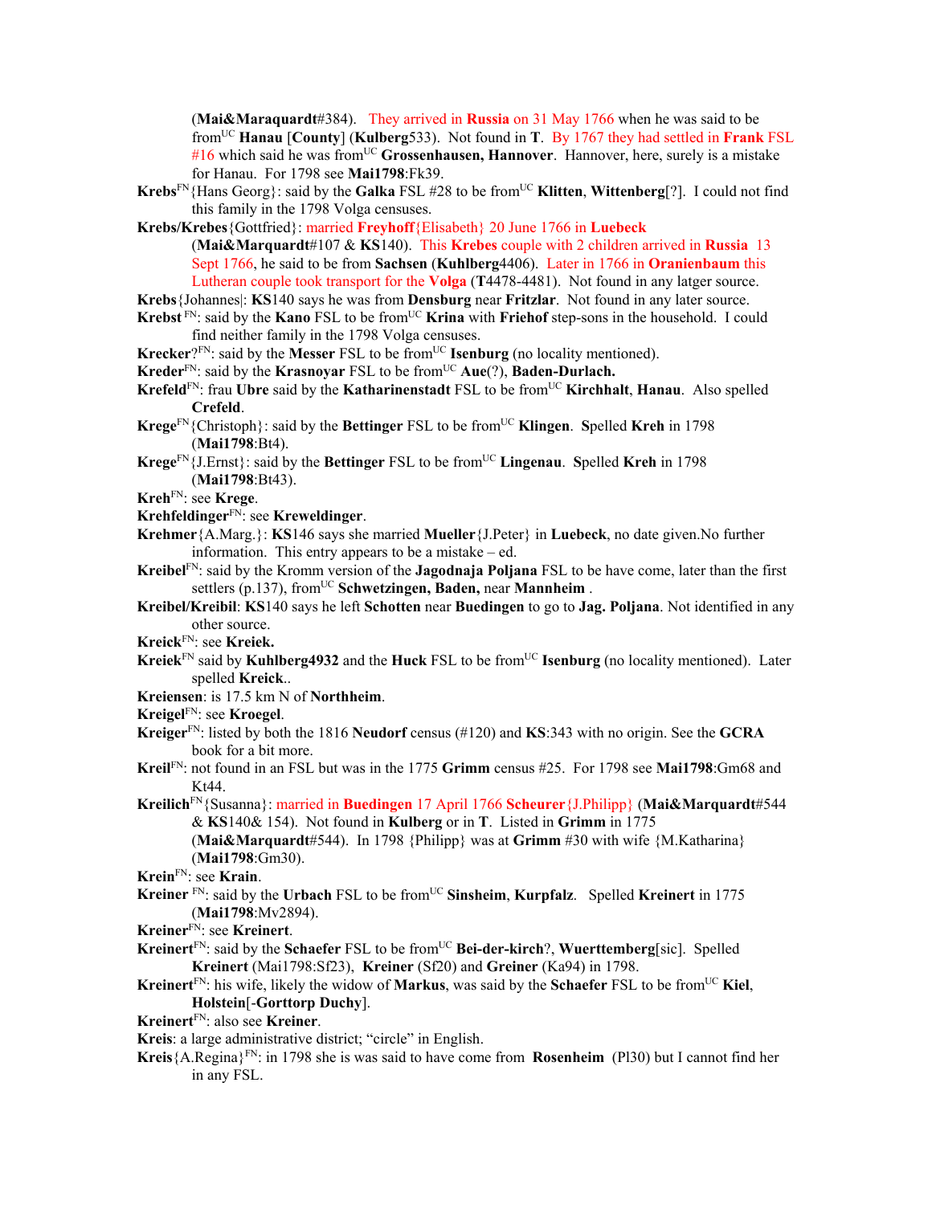(**Mai&Maraquardt**#384). They arrived in **Russia** on 31 May 1766 when he was said to be from[UC] **Hanau** [**County**] (**Kulberg**533). Not found in **T**. By 1767 they had settled in **Frank** FSL #16 which said he was from[UC] **Grossenhausen, Hannover**. Hannover, here, surely is a mistake for Hanau. For 1798 see **Mai1798**:Fk39.

**Krebs**[FN]{Hans Georg}: said by the **Galka** FSL #28 to be from[UC] **Klitten**, **Wittenberg**[?]. I could not find this family in the 1798 Volga censuses.

**Krebs/Krebes**{Gottfried}: married **Freyhoff**{Elisabeth} 20 June 1766 in **Luebeck** (**Mai&Marquardt**#107 & **KS**140). This **Krebes** couple with 2 children arrived in **Russia** 13 Sept 1766, he said to be from **Sachsen** (**Kuhlberg**4406). Later in 1766 in **Oranienbaum** this Lutheran couple took transport for the **Volga** (**T**4478-4481). Not found in any latger source.

**Krebs**{Johannes|: **KS**140 says he was from **Densburg** near **Fritzlar**. Not found in any later source.

**Krebst** [FN]: said by the **Kano** FSL to be from[UC] **Krina** with **Friehof** step-sons in the household. I could find neither family in the 1798 Volga censuses.

**Krecker**?[FN]: said by the **Messer** FSL to be from[UC] **Isenburg** (no locality mentioned).

**Kreder**[FN]: said by the **Krasnoyar** FSL to be from[UC] **Aue**(?), **Baden-Durlach.**

**Krefeld**[FN]: frau **Ubre** said by the **Katharinenstadt** FSL to be from[UC] **Kirchhalt**, **Hanau**. Also spelled **Crefeld**.

**Krege**[FN]{Christoph}: said by the **Bettinger** FSL to be from[UC] **Klingen**. **S**pelled **Kreh** in 1798 (**Mai1798**:Bt4).

**Krege**[FN]{J.Ernst}: said by the **Bettinger** FSL to be from[UC] **Lingenau**. **S**pelled **Kreh** in 1798 (**Mai1798**:Bt43).

**Kreh**[FN]: see **Krege**.

**Krehfeldinger**[FN]: see **Kreweldinger**.

**Krehmer**{A.Marg.}: **KS**146 says she married **Mueller**{J.Peter} in **Luebeck**, no date given.No further information. This entry appears to be a mistake – ed.

**Kreibel**[FN]: said by the Kromm version of the **Jagodnaja Poljana** FSL to be have come, later than the first settlers (p.137), from[UC] **Schwetzingen, Baden,** near **Mannheim** .

**Kreibel/Kreibil**: **KS**140 says he left **Schotten** near **Buedingen** to go to **Jag. Poljana**. Not identified in any other source.

**Kreick**[FN]: see **Kreiek.**

**Kreiek**[FN] said by **Kuhlberg4932** and the **Huck** FSL to be from[UC] **Isenburg** (no locality mentioned). Later spelled **Kreick**..

**Kreiensen**: is 17.5 km N of **Northheim**.

**Kreigel**[FN]: see **Kroegel**.

**Kreiger**[FN]: listed by both the 1816 **Neudorf** census (#120) and **KS**:343 with no origin. See the **GCRA** book for a bit more.

**Kreil**[FN]: not found in an FSL but was in the 1775 **Grimm** census #25. For 1798 see **Mai1798**:Gm68 and Kt44.

**Kreilich**[FN]{Susanna}: married in **Buedingen** 17 April 1766 **Scheurer**{J.Philipp} (**Mai&Marquardt**#544 & **KS**140& 154). Not found in **Kulberg** or in **T**. Listed in **Grimm** in 1775 (**Mai&Marquardt**#544). In 1798 {Philipp} was at **Grimm** #30 with wife {M.Katharina} (**Mai1798**:Gm30).

**Krein**[FN]: see **Krain**.

**Kreiner** [FN]: said by the **Urbach** FSL to be from[UC] **Sinsheim**, **Kurpfalz**. Spelled **Kreinert** in 1775 (**Mai1798**:Mv2894).

**Kreiner**[FN]: see **Kreinert**.

**Kreinert**[FN]: said by the **Schaefer** FSL to be from[UC] **Bei-der-kirch**?, **Wuerttemberg**[sic]. Spelled **Kreinert** (Mai1798:Sf23), **Kreiner** (Sf20) and **Greiner** (Ka94) in 1798.

**Kreinert**[FN]: his wife, likely the widow of **Markus**, was said by the **Schaefer** FSL to be from[UC] **Kiel**, **Holstein**[-**Gorttorp Duchy**].

**Kreinert**[FN]: also see **Kreiner**.

**Kreis**: a large administrative district; "circle" in English.

**Kreis**{A.Regina}[FN]: in 1798 she is was said to have come from **Rosenheim** (Pl30) but I cannot find her in any FSL.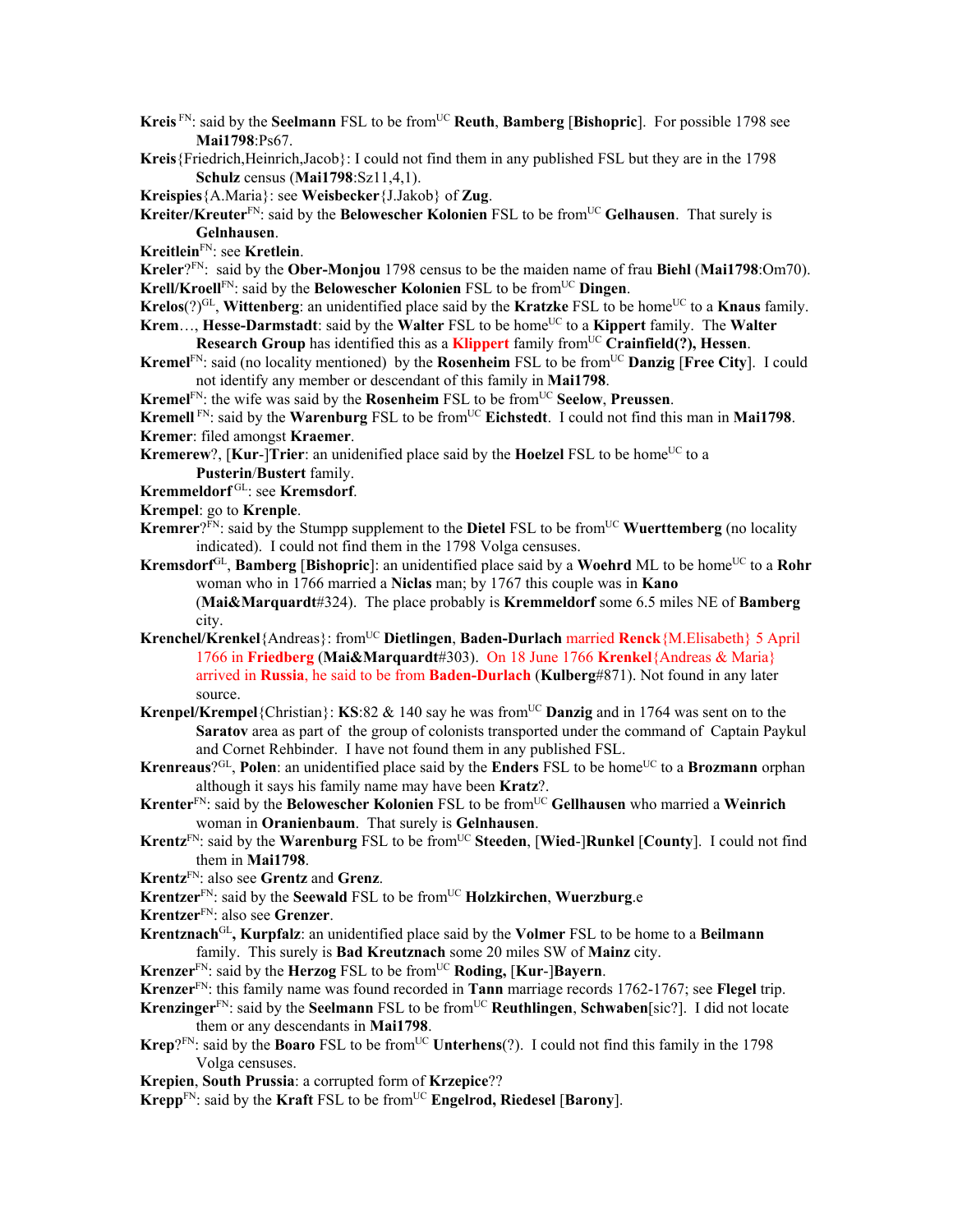**Kreis** [FN]: said by the **Seelmann** FSL to be from[UC] **Reuth**, **Bamberg** [**Bishopric**]. For possible 1798 see **Mai1798**:Ps67.

**Kreis**{Friedrich,Heinrich,Jacob}: I could not find them in any published FSL but they are in the 1798 **Schulz** census (**Mai1798**:Sz11,4,1).

**Kreispies**{A.Maria}: see **Weisbecker**{J.Jakob} of **Zug**.

**Kreiter/Kreuter**[FN]: said by the **Belowescher Kolonien** FSL to be from[UC] **Gelhausen**. That surely is **Gelnhausen**.

**Kreitlein**[FN]: see **Kretlein**.

**Kreler**?[FN]: said by the **Ober-Monjou** 1798 census to be the maiden name of frau **Biehl** (**Mai1798**:Om70).

**Krell/Kroell**[FN]: said by the **Belowescher Kolonien** FSL to be from[UC] **Dingen**.

**Krelos**(?)[GL], **Wittenberg**: an unidentified place said by the **Kratzke** FSL to be home[UC] to a **Knaus** family.

**Krem**…, **Hesse-Darmstadt**: said by the **Walter** FSL to be home[UC] to a **Kippert** family. The **Walter Research Group** has identified this as a **Klippert** family from[UC] **Crainfield(?), Hessen**.

**Kremel**[FN]: said (no locality mentioned) by the **Rosenheim** FSL to be from[UC] **Danzig** [**Free City**]. I could not identify any member or descendant of this family in **Mai1798**.

**Kremel**[FN]: the wife was said by the **Rosenheim** FSL to be from[UC] **Seelow**, **Preussen**.

**Kremell** [FN]: said by the **Warenburg** FSL to be from[UC] **Eichstedt**. I could not find this man in **Mai1798**.

**Kremer**: filed amongst **Kraemer**.

**Kremerew**?, [**Kur**-]**Trier**: an unidenified place said by the **Hoelzel** FSL to be home[UC] to a **Pusterin**/**Bustert** family.

**Kremmeldorf** [GL]: see **Kremsdorf**.

**Krempel**: go to **Krenple**.

**Kremrer**?[FN]: said by the Stumpp supplement to the **Dietel** FSL to be from[UC] **Wuerttemberg** (no locality indicated). I could not find them in the 1798 Volga censuses.

**Kremsdorf**[GL], **Bamberg** [**Bishopric**]: an unidentified place said by a **Woehrd** ML to be home[UC] to a **Rohr** woman who in 1766 married a **Niclas** man; by 1767 this couple was in **Kano** (**Mai&Marquardt**#324). The place probably is **Kremmeldorf** some 6.5 miles NE of **Bamberg** city.

**Krenchel/Krenkel**{Andreas}: from[UC] **Dietlingen**, **Baden-Durlach** married **Renck**{M.Elisabeth} 5 April 1766 in **Friedberg** (**Mai&Marquardt**#303). On 18 June 1766 **Krenkel**{Andreas & Maria} arrived in **Russia**, he said to be from **Baden-Durlach** (**Kulberg**#871). Not found in any later source.

**Krenpel/Krempel**{Christian}: **KS**:82 & 140 say he was from[UC] **Danzig** and in 1764 was sent on to the **Saratov** area as part of the group of colonists transported under the command of Captain Paykul and Cornet Rehbinder. I have not found them in any published FSL.

**Krenreaus**?[GL], **Polen**: an unidentified place said by the **Enders** FSL to be home[UC] to a **Brozmann** orphan although it says his family name may have been **Kratz**?.

**Krenter**[FN]: said by the **Belowescher Kolonien** FSL to be from[UC] **Gellhausen** who married a **Weinrich** woman in **Oranienbaum**. That surely is **Gelnhausen**.

**Krentz**[FN]: said by the **Warenburg** FSL to be from[UC] **Steeden**, [**Wied**-]**Runkel** [**County**]. I could not find them in **Mai1798**.

**Krentz**[FN]: also see **Grentz** and **Grenz**.

**Krentzer**[FN]: said by the **Seewald** FSL to be from[UC] **Holzkirchen**, **Wuerzburg**.e

**Krentzer**[FN]: also see **Grenzer**.

**Krentznach**[GL]**, Kurpfalz**: an unidentified place said by the **Volmer** FSL to be home to a **Beilmann** family. This surely is **Bad Kreutznach** some 20 miles SW of **Mainz** city.

**Krenzer**[FN]: said by the **Herzog** FSL to be from[UC] **Roding,** [**Kur**-]**Bayern**.

**Krenzer**[FN]: this family name was found recorded in **Tann** marriage records 1762-1767; see **Flegel** trip.

**Krenzinger**[FN]: said by the **Seelmann** FSL to be from[UC] **Reuthlingen**, **Schwaben**[sic?]. I did not locate them or any descendants in **Mai1798**.

**Krep**?[FN]: said by the **Boaro** FSL to be from[UC] **Unterhens**(?). I could not find this family in the 1798 Volga censuses.

**Krepien**, **South Prussia**: a corrupted form of **Krzepice**??

**Krepp**[FN]: said by the **Kraft** FSL to be from[UC] **Engelrod, Riedesel** [**Barony**].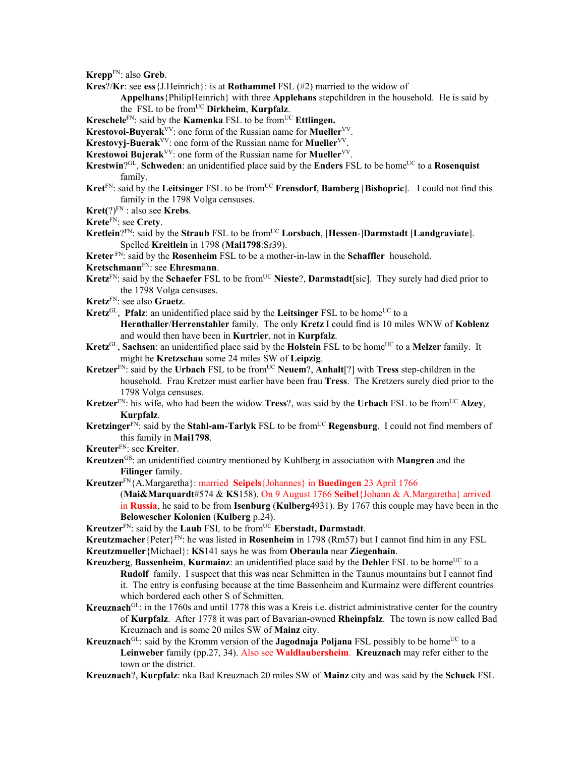**Krepp**[FN]: also **Greb**.

**Kres**?/**Kr**: see **ess**{J.Heinrich}: is at **Rothammel** FSL (#2) married to the widow of **Appelhans**{PhilipHeinrich} with three **Applehans** stepchildren in the household. He is said by the FSL to be from[UC] **Dirkheim**, **Kurpfalz**.

**Kreschele**[FN]: said by the **Kamenka** FSL to be from[UC] **Ettlingen.**

**Krestovoi-Buyerak**[VV]: one form of the Russian name for **Mueller**[VV].

**Krestovyj-Buerak**[VV]: one form of the Russian name for **Mueller**[VV].

**Krestowoi Bujerak**[VV]: one form of the Russian name for **Mueller**[VV].

**Krestwin**?[GL], **Schweden**: an unidentified place said by the **Enders** FSL to be home[UC] to a **Rosenquist** family.

**Kret**[FN]: said by the **Leitsinger** FSL to be from[UC] **Frensdorf**, **Bamberg** [**Bishopric**]. I could not find this family in the 1798 Volga censuses.

**Kret**(?)[FN] : also see **Krebs**.

**Krete**[FN]: see **Crety**.

**Kretlein**?[FN]: said by the **Straub** FSL to be from[UC] **Lorsbach**, [**Hessen**-]**Darmstadt** [**Landgraviate**]. Spelled **Kreitlein** in 1798 (**Mai1798**:Sr39).

**Kreter** [FN]: said by the **Rosenheim** FSL to be a mother-in-law in the **Schaffler** household.

**Kretschmann**[FN]: see **Ehresmann**.

**Kretz**[FN]: said by the **Schaefer** FSL to be from[UC] **Nieste**?, **Darmstadt**[sic]. They surely had died prior to the 1798 Volga censuses.

**Kretz**[FN]: see also **Graetz**.

**Kretz**[GL], **Pfalz**: an unidentified place said by the **Leitsinger** FSL to be home[UC] to a **Hernthaller**/**Herrenstahler** family. The only **Kretz** I could find is 10 miles WNW of **Koblenz** and would then have been in **Kurtrier**, not in **Kurpfalz**.

**Kretz**[GL], **Sachsen**: an unidentified place said by the **Holstein** FSL to be home[UC] to a **Melzer** family. It might be **Kretzschau** some 24 miles SW of **Leipzig**.

**Kretzer**[FN]: said by the **Urbach** FSL to be from[UC] **Neuem**?, **Anhalt**[?] with **Tress** step-children in the household. Frau Kretzer must earlier have been frau **Tress**. The Kretzers surely died prior to the 1798 Volga censuses.

**Kretzer**[FN]: his wife, who had been the widow **Tress**?, was said by the **Urbach** FSL to be from[UC] **Alzey**, **Kurpfalz**.

**Kretzinger**[FN]: said by the **Stahl-am-Tarlyk** FSL to be from[UC] **Regensburg**. I could not find members of this family in **Mai1798**.

**Kreuter**[FN]: see **Kreiter**.

**Kreutzen**[GS]: an unidentified country mentioned by Kuhlberg in association with **Mangren** and the **Filinger** family.

**Kreutzer**[FN]{A.Margaretha}: married **Seipels**{Johannes} in **Buedingen** 23 April 1766 (**Mai&Marquardt**#574 & **KS**158). On 9 August 1766 **Seibel**{Johann & A.Margaretha} arrived in **Russia**, he said to be from **Isenburg** (**Kulberg**4931). By 1767 this couple may have been in the **Belowescher Kolonien** (**Kulberg** p.24).

**Kreutzer**[FN]: said by the **Laub** FSL to be from[UC] **Eberstadt, Darmstadt**.

**Kreutzmacher**{Peter}[FN]: he was listed in **Rosenheim** in 1798 (Rm57) but I cannot find him in any FSL

**Kreutzmueller**{Michael}: **KS**141 says he was from **Oberaula** near **Ziegenhain**.

**Kreuzberg**, **Bassenheim**, **Kurmainz**: an unidentified place said by the **Dehler** FSL to be home[UC] to a **Rudolf** family. I suspect that this was near Schmitten in the Taunus mountains but I cannot find it. The entry is confusing because at the time Bassenheim and Kurmainz were different countries which bordered each other S of Schmitten.

**Kreuznach**[GL]: in the 1760s and until 1778 this was a Kreis i.e. district administrative center for the country of **Kurpfalz**. After 1778 it was part of Bavarian-owned **Rheinpfalz**. The town is now called Bad Kreuznach and is some 20 miles SW of **Mainz** city.

**Kreuznach**[GL]: said by the Kromm version of the **Jagodnaja Poljana** FSL possibly to be home[UC] to a **Leinweber** family (pp.27, 34). Also see **Waldlaubersheim**. **Kreuznach** may refer either to the town or the district.

**Kreuznach**?, **Kurpfalz**: nka Bad Kreuznach 20 miles SW of **Mainz** city and was said by the **Schuck** FSL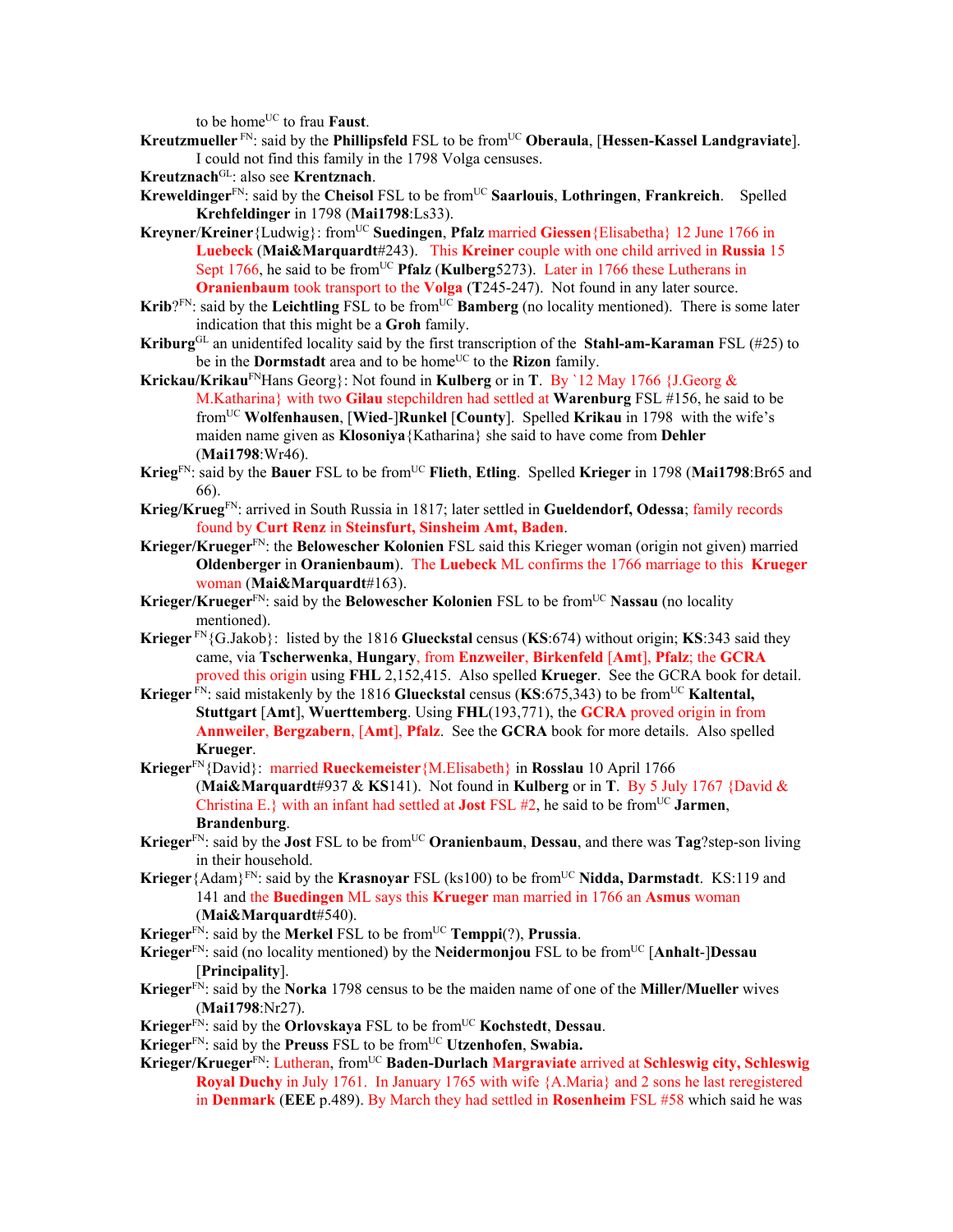to be home[UC] to frau **Faust**.

**Kreutzmueller** [FN]: said by the **Phillipsfeld** FSL to be from[UC] **Oberaula**, [**Hessen-Kassel Landgraviate**]. I could not find this family in the 1798 Volga censuses.

**Kreutznach**[GL]: also see **Krentznach**.

**Kreweldinger**[FN]: said by the **Cheisol** FSL to be from[UC] **Saarlouis**, **Lothringen**, **Frankreich**. Spelled **Krehfeldinger** in 1798 (**Mai1798**:Ls33).

**Kreyner**/**Kreiner**{Ludwig}: from[UC] **Suedingen**, **Pfalz** married **Giessen**{Elisabetha} 12 June 1766 in **Luebeck** (**Mai&Marquardt**#243). This **Kreiner** couple with one child arrived in **Russia** 15 Sept 1766, he said to be from[UC] **Pfalz** (**Kulberg**5273). Later in 1766 these Lutherans in **Oranienbaum** took transport to the **Volga** (**T**245-247). Not found in any later source.

**Krib**?[FN]: said by the **Leichtling** FSL to be from[UC] **Bamberg** (no locality mentioned). There is some later indication that this might be a **Groh** family.

**Kriburg**[GL] an unidentifed locality said by the first transcription of the **Stahl-am-Karaman** FSL (#25) to be in the **Dormstadt** area and to be home[UC] to the **Rizon** family.

**Krickau/Krikau**[FN]Hans Georg}: Not found in **Kulberg** or in **T**. By `12 May 1766 {J.Georg & M.Katharina} with two **Gilau** stepchildren had settled at **Warenburg** FSL #156, he said to be from[UC] **Wolfenhausen**, [**Wied**-]**Runkel** [**County**]. Spelled **Krikau** in 1798 with the wife's maiden name given as **Klosoniya**{Katharina} she said to have come from **Dehler** (**Mai1798**:Wr46).

**Krieg**[FN]: said by the **Bauer** FSL to be from[UC] **Flieth**, **Etling**. Spelled **Krieger** in 1798 (**Mai1798**:Br65 and 66).

**Krieg/Krueg**[FN]: arrived in South Russia in 1817; later settled in **Glueldendorf, Odessa**; family records found by **Curt Renz** in **Steinsfurt, Sinsheim Amt, Baden**.

**Krieger/Krueger**[FN]: the **Belowescher Kolonien** FSL said this Krieger woman (origin not given) married **Oldenberger** in **Oranienbaum**). The **Luebeck** ML confirms the 1766 marriage to this **Krueger** woman (**Mai&Marquardt**#163).

**Krieger/Krueger**[FN]: said by the **Belowescher Kolonien** FSL to be from[UC] **Nassau** (no locality mentioned).

**Krieger** [FN]{G.Jakob}: listed by the 1816 **Glueckstal** census (**KS**:674) without origin; **KS**:343 said they came, via **Tscherwenka**, **Hungary**, from **Enzweiler**, **Birkenfeld** [**Amt**], **Pfalz**; the **GCRA** proved this origin using **FHL** 2,152,415. Also spelled **Krueger**. See the GCRA book for detail.

**Krieger** [FN]: said mistakenly by the 1816 **Glueckstal** census (**KS**:675,343) to be from[UC] **Kaltental**, **Stuttgart** [**Amt**], **Wuerttemberg**. Using **FHL**(193,771), the **GCRA** proved origin in from **Annweiler**, **Bergzabern**, [**Amt**], **Pfalz**. See the **GCRA** book for more details. Also spelled **Krueger**.

**Krieger**[FN]{David}: married **Rueckemeister**{M.Elisabeth} in **Rosslau** 10 April 1766 (**Mai&Marquardt**#937 & **KS**141). Not found in **Kulberg** or in **T**. By 5 July 1767 {David & Christina E.} with an infant had settled at **Jost** FSL #2, he said to be from[UC] **Jarmen**, **Brandenburg**.

**Krieger**[FN]: said by the **Jost** FSL to be from[UC] **Oranienbaum**, **Dessau**, and there was **Tag**?step-son living in their household.

**Krieger**{Adam}[FN]: said by the **Krasnoyar** FSL (ks100) to be from[UC] **Nidda, Darmstadt**. KS:119 and 141 and the **Buedingen** ML says this **Krueger** man married in 1766 an **Asmus** woman (**Mai&Marquardt**#540).

**Krieger**[FN]: said by the **Merkel** FSL to be from[UC] **Temppi**(?), **Prussia**.

**Krieger**[FN]: said (no locality mentioned) by the **Neidermonjou** FSL to be from[UC] [**Anhalt**-]**Dessau** [**Principality**].

**Krieger**[FN]: said by the **Norka** 1798 census to be the maiden name of one of the **Miller/Mueller** wives (**Mai1798**:Nr27).

**Krieger**[FN]: said by the **Orlovskaya** FSL to be from[UC] **Kochstedt**, **Dessau**.

**Krieger**[FN]: said by the **Preuss** FSL to be from[UC] **Utzenhofen**, **Swabia.**

**Krieger/Krueger**[FN]: Lutheran, from[UC] **Baden-Durlach Margraviate** arrived at **Schleswig city, Schleswig Royal Duchy** in July 1761. In January 1765 with wife {A.Maria} and 2 sons he last reregistered in **Denmark** (**EEE** p.489). By March they had settled in **Rosenheim** FSL #58 which said he was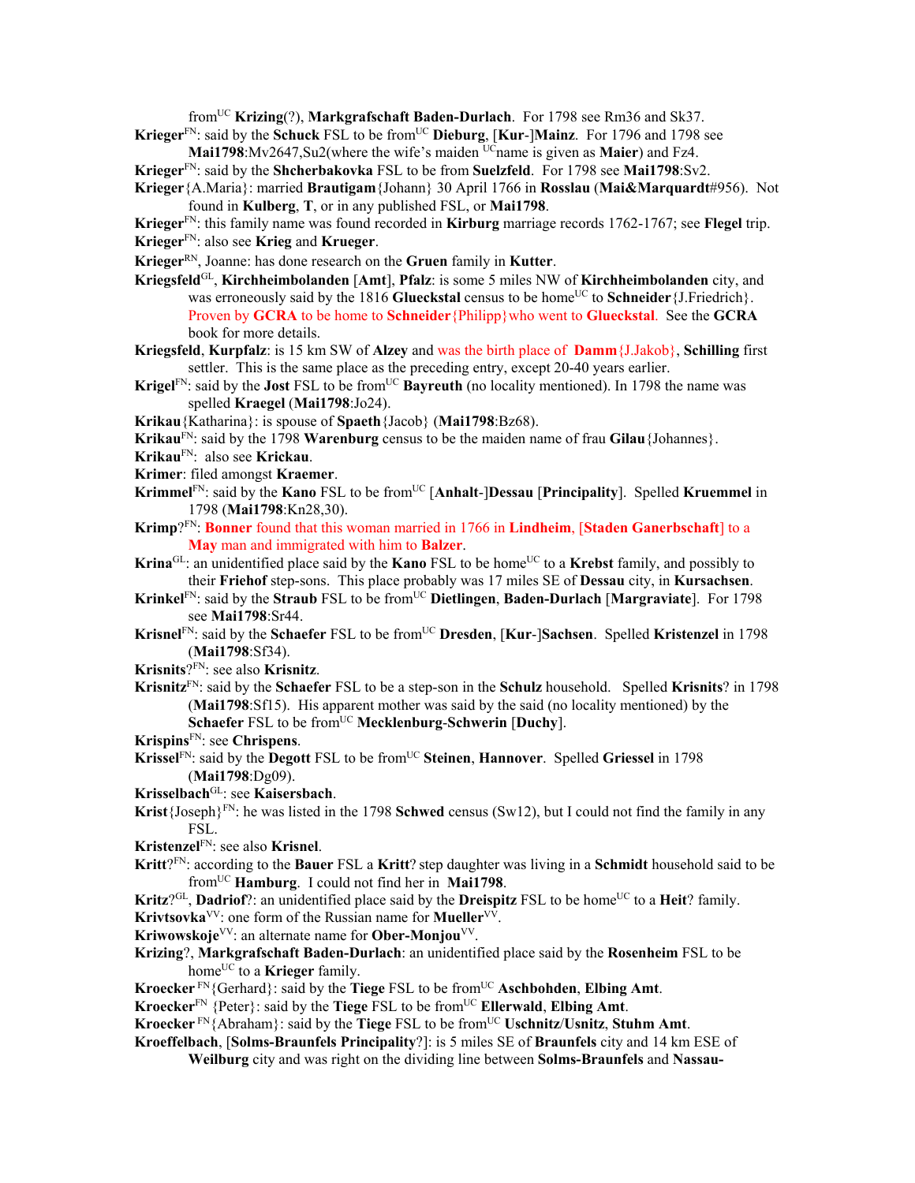from[UC] **Krizing**(?), **Markgrafschaft Baden-Durlach**. For 1798 see Rm36 and Sk37.

**Krieger**[FN]: said by the **Schuck** FSL to be from[UC] **Dieburg**, [**Kur**-]**Mainz**. For 1796 and 1798 see **Mai1798**:Mv2647,Su2(where the wife's maiden [UC]name is given as **Maier**) and Fz4.

**Krieger**[FN]: said by the **Shcherbakovka** FSL to be from **Suelzfeld**. For 1798 see **Mai1798**:Sv2.

**Krieger**{A.Maria}: married **Brautigam**{Johann} 30 April 1766 in **Rosslau** (**Mai&Marquardt**#956). Not found in **Kulberg**, **T**, or in any published FSL, or **Mai1798**.

**Krieger**[FN]: this family name was found recorded in **Kirburg** marriage records 1762-1767; see **Flegel** trip.

**Krieger**[FN]: also see **Krieg** and **Krueger**.

**Krieger**[RN], Joanne: has done research on the **Gruen** family in **Kutter**.

**Kriegsfeld**[GL], **Kirchheimbolanden** [**Amt**], **Pfalz**: is some 5 miles NW of **Kirchheimbolanden** city, and was erroneously said by the 1816 **Glueckstal** census to be home[UC] to **Schneider**{J.Friedrich}. Proven by **GCRA** to be home to **Schneider**{Philipp}who went to **Glueckstal**. See the **GCRA** book for more details.

**Kriegsfeld**, **Kurpfalz**: is 15 km SW of **Alzey** and was the birth place of **Damm**{J.Jakob}, **Schilling** first settler. This is the same place as the preceding entry, except 20-40 years earlier.

**Krigel**[FN]: said by the **Jost** FSL to be from[UC] **Bayreuth** (no locality mentioned). In 1798 the name was spelled **Kraegel** (**Mai1798**:Jo24).

**Krikau**{Katharina}: is spouse of **Spaeth**{Jacob} (**Mai1798**:Bz68).

**Krikau**[FN]: said by the 1798 **Warenburg** census to be the maiden name of frau **Gilau**{Johannes}.

**Krikau**[FN]: also see **Krickau**.

**Krimer**: filed amongst **Kraemer**.

**Krimmel**[FN]: said by the **Kano** FSL to be from[UC] [**Anhalt**-]**Dessau** [**Principality**]. Spelled **Kruemmel** in 1798 (**Mai1798**:Kn28,30).

**Krimp**?[FN]: **Bonner** found that this woman married in 1766 in **Lindheim**, [**Staden Ganerbschaft**] to a **May** man and immigrated with him to **Balzer**.

**Krina**[GL]: an unidentified place said by the **Kano** FSL to be home[UC] to a **Krebst** family, and possibly to their **Friehof** step-sons. This place probably was 17 miles SE of **Dessau** city, in **Kursachsen**.

**Krinkel**[FN]: said by the **Straub** FSL to be from[UC] **Dietlingen**, **Baden-Durlach** [**Margraviate**]. For 1798 see **Mai1798**:Sr44.

**Krisnel**[FN]: said by the **Schaefer** FSL to be from[UC] **Dresden**, [**Kur**-]**Sachsen**. Spelled **Kristenzel** in 1798 (**Mai1798**:Sf34).

**Krisnits**?[FN]: see also **Krisnitz**.

**Krisnitz**[FN]: said by the **Schaefer** FSL to be a step-son in the **Schulz** household. Spelled **Krisnits**? in 1798 (**Mai1798**:Sf15). His apparent mother was said by the said (no locality mentioned) by the **Schaefer** FSL to be from[UC] **Mecklenburg-Schwerin** [**Duchy**].

**Krispins**[FN]: see **Chrispens**.

**Krissel**[FN]: said by the **Degott** FSL to be from[UC] **Steinen**, **Hannover**. Spelled **Griessel** in 1798 (**Mai1798**:Dg09).

**Krisselbach**[GL]: see **Kaisersbach**.

**Krist**{Joseph}[FN]: he was listed in the 1798 **Schwed** census (Sw12), but I could not find the family in any FSL.

**Kristenzel**[FN]: see also **Krisnel**.

**Kritt**?[FN]: according to the **Bauer** FSL a **Kritt**? step daughter was living in a **Schmidt** household said to be from[UC] **Hamburg**. I could not find her in **Mai1798**.

**Kritz**?[GL], **Dadriof**?: an unidentified place said by the **Dreispitz** FSL to be home[UC] to a **Heit**? family.

**Krivtsovka**[VV]: one form of the Russian name for **Mueller**[VV].

**Kriwowskoje**[VV]: an alternate name for **Ober-Monjou**[VV].

**Krizing**?, **Markgrafschaft Baden-Durlach**: an unidentified place said by the **Rosenheim** FSL to be home[UC] to a **Krieger** family.

**Kroecker** [FN]{Gerhard}: said by the **Tiege** FSL to be from[UC] **Aschbohden**, **Elbing Amt**.

**Kroecker**[FN] {Peter}: said by the **Tiege** FSL to be from[UC] **Ellerwald**, **Elbing Amt**.

**Kroecker** [FN]{Abraham}: said by the **Tiege** FSL to be from[UC] **Uschnitz**/**Usnitz**, **Stuhm Amt**.

**Kroeffelbach**, [**Solms-Braunfels Principality**?]: is 5 miles SE of **Braunfels** city and 14 km ESE of **Weilburg** city and was right on the dividing line between **Solms-Braunfels** and **Nassau-**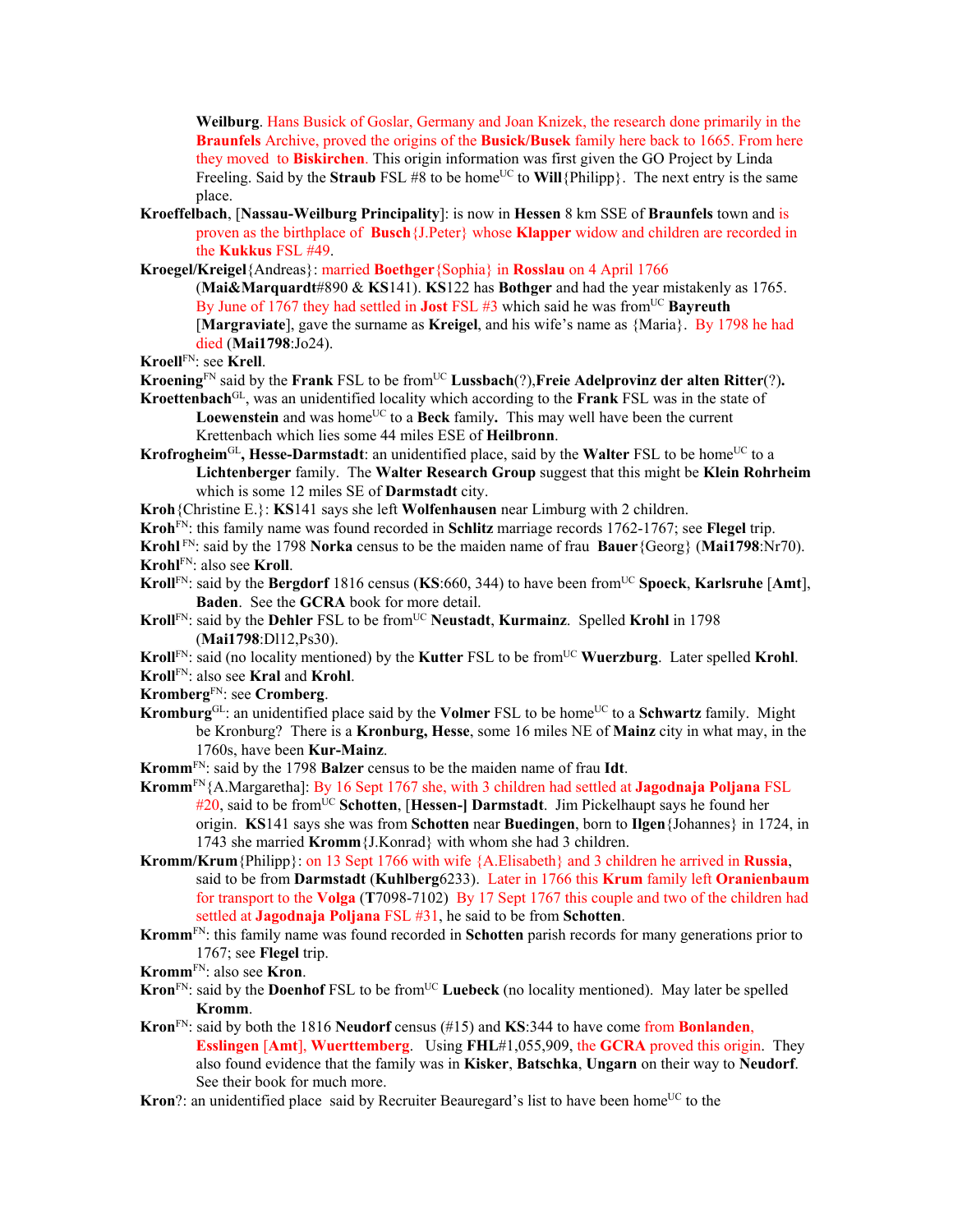**Weilburg**. Hans Busick of Goslar, Germany and Joan Knizek, the research done primarily in the **Braunfels** Archive, proved the origins of the **Busick/Busek** family here back to 1665. From here they moved to **Biskirchen**. This information was first given the GO Project by Linda Freeling. Said by the **Straub** FSL #8 to be home[UC] to **Will**{Philipp}. The next entry is the same place.

**Kroeffelbach**, [**Nassau-Weilburg Principality**]: is now in **Hessen** 8 km SSE of **Braunfels** town and is proven as the birthplace of **Busch**{J.Peter} whose **Klapper** widow and children are recorded in the **Kukkus** FSL #49.

**Kroegel/Kreigel**{Andreas}: married **Boethger**{Sophia} in **Rosslau** on 4 April 1766 (**Mai&Marquardt**#890 & **KS**141). **KS**122 has **Bothger** and had the year mistakenly as 1765. By June of 1767 they had settled in **Jost** FSL #3 which said he was from[UC] **Bayreuth** [**Margraviate**], gave the surname as **Kreigel**, and his wife's name as {Maria}. By 1798 he had died (**Mai1798**:Jo24).

**Kroell**[FN]: see **Krell**.

**Kroening**[FN] said by the **Frank** FSL to be from[UC] **Lussbach**(?),**Freie Adelprovinz der alten Ritter**(?).

**Kroettenbach**[GL], was an unidentified locality which according to the **Frank** FSL was in the state of **Loewenstein** and was home[UC] to a **Beck** family. This may well have been the current Krettenbach which lies some 44 miles ESE of **Heilbronn**.

**Krofrogheim**[GL]**, Hesse-Darmstadt**: an unidentified place, said by the **Walter** FSL to be home[UC] to a **Lichtenberger** family. The **Walter Research Group** suggest that this might be **Klein Rohrheim** which is some 12 miles SE of **Darmstadt** city.

**Kroh**{Christine E.}: **KS**141 says she left **Wolfenhausen** near Limburg with 2 children.

**Kroh**[FN]: this family name was found recorded in **Schlitz** marriage records 1762-1767; see **Flegel** trip.

**Krohl** [FN]: said by the 1798 **Norka** census to be the maiden name of frau **Bauer**{Georg} (**Mai1798**:Nr70).

**Krohl**[FN]: also see **Kroll**.

**Kroll**[FN]: said by the **Bergdorf** 1816 census (**KS**:660, 344) to have been from[UC] **Spoeck**, **Karlsruhe** [**Amt**], **Baden**. See the **GCRA** book for more detail.

**Kroll**[FN]: said by the **Dehler** FSL to be from[UC] **Neustadt**, **Kurmainz**. Spelled **Krohl** in 1798 (**Mai1798**:Dl12,Ps30).

**Kroll**[FN]: said (no locality mentioned) by the **Kutter** FSL to be from[UC] **Wuerzburg**. Later spelled **Krohl**.

**Kroll**[FN]: also see **Kral** and **Krohl**.

**Kromberg**[FN]: see **Cromberg**.

**Kromburg**[GL]: an unidentified place said by the **Volmer** FSL to be home[UC] to a **Schwartz** family. Might be Kronburg? There is a **Kronburg, Hesse**, some 16 miles NE of **Mainz** city in what may, in the 1760s, have been **Kur-Mainz**.

**Kromm**[FN]: said by the 1798 **Balzer** census to be the maiden name of frau **Idt**.

**Kromm**[FN]{A.Margaretha]: By 16 Sept 1767 she, with 3 children had settled at **Jagodnaja Poljana** FSL #20, said to be from[UC] **Schotten**, [**Hessen-] Darmstadt**. Jim Pickelhaupt says he found her origin. **KS**141 says she was from **Schotten** near **Buedingen**, born to **Ilgen**{Johannes} in 1724, in 1743 she married **Kromm**{J.Konrad} with whom she had 3 children.

**Kromm/Krum**{Philipp}: on 13 Sept 1766 with wife {A.Elisabeth} and 3 children he arrived in **Russia**, said to be from **Darmstadt** (**Kuhlberg**6233). Later in 1766 this **Krum** family left **Oranienbaum** for transport to the **Volga** (**T**7098-7102) By 17 Sept 1767 this couple and two of the children had settled at **Jagodnaja Poljana** FSL #31, he said to be from **Schotten**.

**Kromm**[FN]: this family name was found recorded in **Schotten** parish records for many generations prior to 1767; see **Flegel** trip.

**Kromm**[FN]: also see **Kron**.

**Kron**[FN]: said by the **Doenhof** FSL to be from[UC] **Luebeck** (no locality mentioned). May later be spelled **Kromm**.

**Kron**[FN]: said by both the 1816 **Neudorf** census (#15) and **KS**:344 to have come from **Bonlanden**, **Esslingen** [**Amt**], **Wuerttemberg**. Using **FHL**#1,055,909, the **GCRA** proved this origin. They also found evidence that the family was in **Kisker**, **Batschka**, **Ungarn** on their way to **Neudorf**. See their book for much more.

**Kron**?: an unidentified place said by Recruiter Beauregard's list to have been home[UC] to the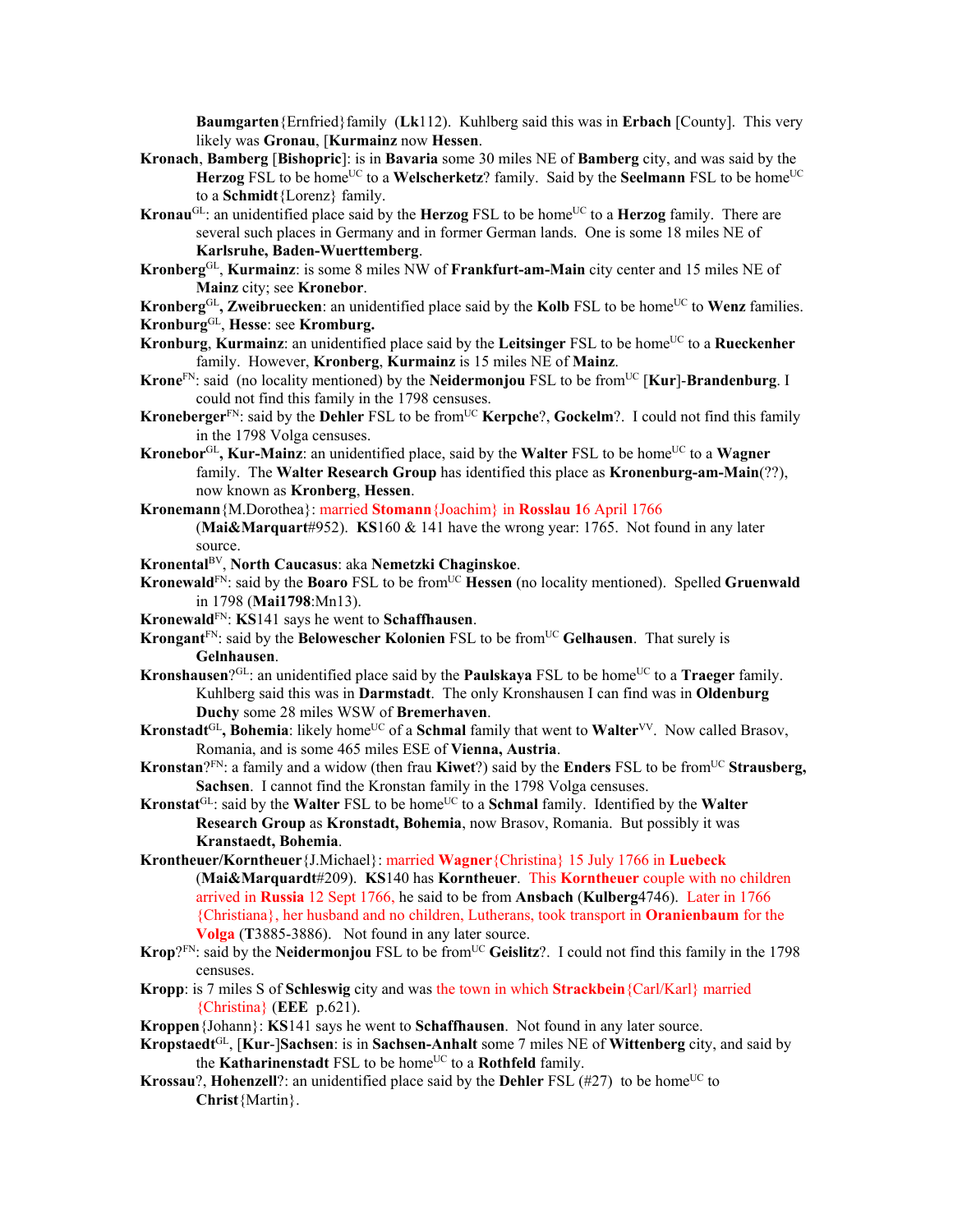**Baumgarten**{Ernfried}family (**Lk**112). Kuhlberg said this was in **Erbach** [County]. This very likely was **Gronau**, [**Kurmainz** now **Hessen**.

**Kronach**, **Bamberg** [**Bishopric**]: is in **Bavaria** some 30 miles NE of **Bamberg** city, and was said by the **Herzog** FSL to be home[UC] to a **Welscherketz**? family. Said by the **Seelmann** FSL to be home[UC] to a **Schmidt**{Lorenz} family.

**Kronau**[GL]: an unidentified place said by the **Herzog** FSL to be home[UC] to a **Herzog** family. There are several such places in Germany and in former German lands. One is some 18 miles NE of **Karlsruhe, Baden-Wuerttemberg**.

**Kronberg**[GL], **Kurmainz**: is some 8 miles NW of **Frankfurt-am-Main** city center and 15 miles NE of **Mainz** city; see **Kronebor**.

**Kronberg**[GL]**, Zweibruecken**: an unidentified place said by the **Kolb** FSL to be home[UC] to **Wenz** families.

**Kronburg**[GL], **Hesse**: see **Kromburg.**

**Kronburg**, **Kurmainz**: an unidentified place said by the **Leitsinger** FSL to be home[UC] to a **Rueckenher** family. However, **Kronberg**, **Kurmainz** is 15 miles NE of **Mainz**.

**Krone**[FN]: said (no locality mentioned) by the **Neidermonjou** FSL to be from[UC] [**Kur**]-**Brandenburg**. I could not find this family in the 1798 censuses.

**Kroneberger**[FN]: said by the **Dehler** FSL to be from[UC] **Kerpche**?, **Gockelm**?. I could not find this family in the 1798 Volga censuses.

**Kronebor**[GL]**, Kur-Mainz**: an unidentified place, said by the **Walter** FSL to be home[UC] to a **Wagner** family. The **Walter Research Group** has identified this place as **Kronenburg-am-Main**(??), now known as **Kronberg**, **Hessen**.

**Kronemann**{M.Dorothea}: married **Stomann**{Joachim} in **Rosslau 1**6 April 1766 (**Mai&Marquart**#952). **KS**160 & 141 have the wrong year: 1765. Not found in any later source.

**Kronental**[BV], **North Caucasus**: aka **Nemetzki Chaginskoe**.

**Kronewald**[FN]: said by the **Boaro** FSL to be from[UC] **Hessen** (no locality mentioned). Spelled **Gruenwald** in 1798 (**Mai1798**:Mn13).

**Kronewald**[FN]: **KS**141 says he went to **Schaffhausen**.

**Krongant**[FN]: said by the **Belowescher Kolonien** FSL to be from[UC] **Gelhausen**. That surely is **Gelnhausen**.

**Kronshausen**?[GL]: an unidentified place said by the **Paulskaya** FSL to be home[UC] to a **Traeger** family. Kuhlberg said this was in **Darmstadt**. The only Kronshausen I can find was in **Oldenburg Duchy** some 28 miles WSW of **Bremerhaven**.

**Kronstadt**[GL]**, Bohemia**: likely home[UC] of a **Schmal** family that went to **Walter**[VV]. Now called Brasov, Romania, and is some 465 miles ESE of **Vienna, Austria**.

**Kronstan**?[FN]: a family and a widow (then frau **Kiwet**?) said by the **Enders** FSL to be from[UC] **Strausberg, Sachsen**. I cannot find the Kronstan family in the 1798 Volga censuses.

**Kronstat**[GL]: said by the **Walter** FSL to be home[UC] to a **Schmal** family. Identified by the **Walter Research Group** as **Kronstadt, Bohemia**, now Brasov, Romania. But possibly it was **Kranstaedt, Bohemia**.

**Krontheuer/Korntheuer**{J.Michael}: married **Wagner**{Christina} 15 July 1766 in **Luebeck** (**Mai&Marquardt**#209). **KS**140 has **Korntheuer**. This **Korntheuer** couple with no children arrived in **Russia** 12 Sept 1766, he said to be from **Ansbach** (**Kulberg**4746). Later in 1766 {Christiana}, her husband and no children, Lutherans, took transport in **Oranienbaum** for the **Volga** (**T**3885-3886). Not found in any later source.

**Krop**?[FN]: said by the **Neidermonjou** FSL to be from[UC] **Geislitz**?. I could not find this family in the 1798 censuses.

**Kropp**: is 7 miles S of **Schleswig** city and was the town in which **Strackbein**{Carl/Karl} married {Christina} (**EEE** p.621).

**Kroppen**{Johann}: **KS**141 says he went to **Schaffhausen**. Not found in any later source.

**Kropstaedt**[GL], [**Kur**-]**Sachsen**: is in **Sachsen-Anhalt** some 7 miles NE of **Wittenberg** city, and said by the **Katharinenstadt** FSL to be home[UC] to a **Rothfeld** family.

**Krossau**?, **Hohenzell**?: an unidentified place said by the **Dehler** FSL (#27) to be home[UC] to **Christ**{Martin}.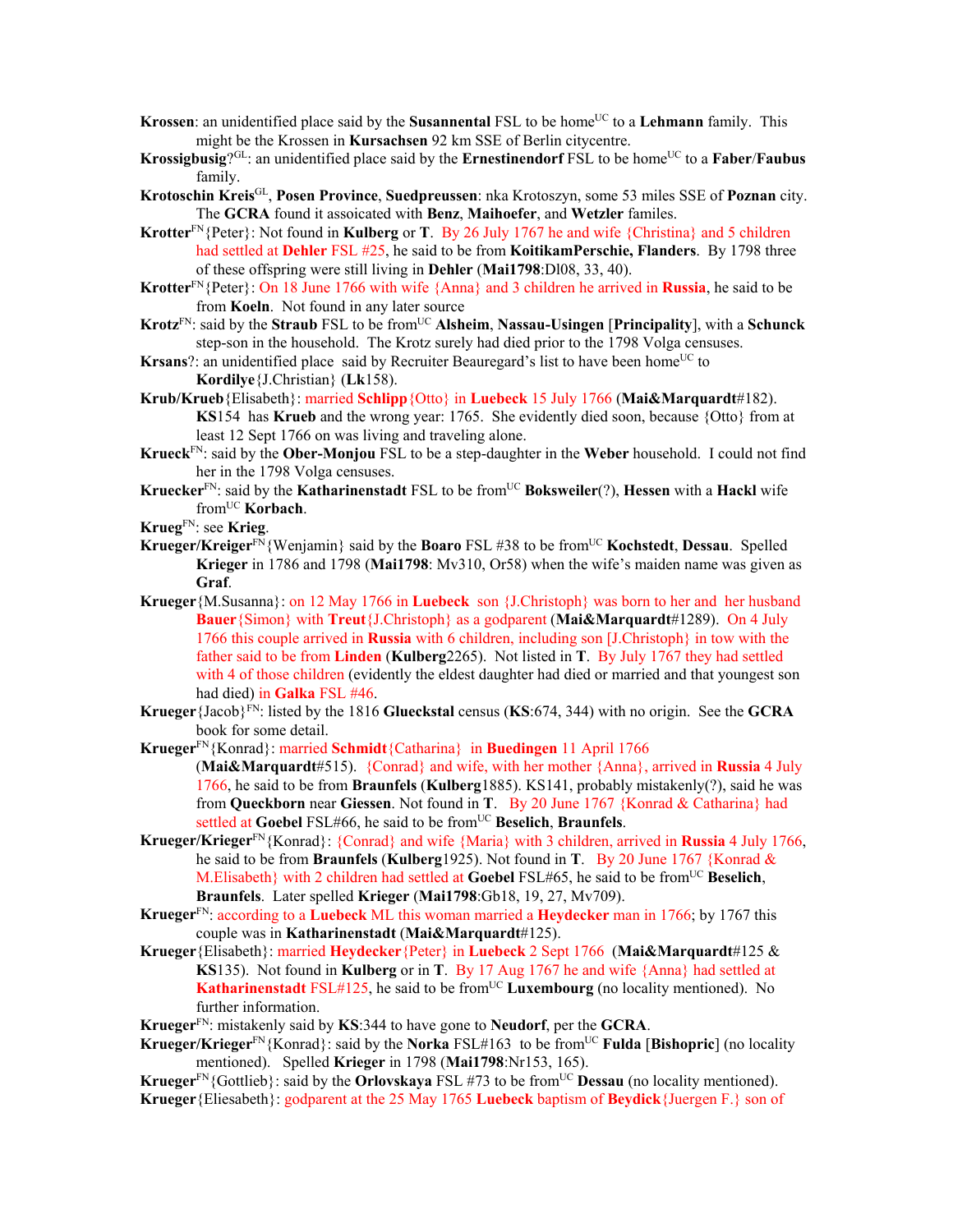**Krossen**: an unidentified place said by the **Susannental** FSL to be home[UC] to a **Lehmann** family. This might be the Krossen in **Kursachsen** 92 km SSE of Berlin citycentre.

**Krossigbusig**?[GL]: an unidentified place said by the **Ernestinendorf** FSL to be home[UC] to a **Faber**/**Faubus** family.

**Krotoschin Kreis**[GL], **Posen Province**, **Suedpreussen**: nka Krotoszyn, some 53 miles SSE of **Poznan** city. The **GCRA** found it assoicated with **Benz**, **Maihoefer**, and **Wetzler** familes.

**Krotter**[FN]{Peter}: Not found in **Kulberg** or **T**. By 26 July 1767 he and wife {Christina} and 5 children had settled at **Dehler** FSL #25, he said to be from **KoitikamPerschie, Flanders**. By 1798 three of these offspring were still living in **Dehler** (**Mai1798**:Dl08, 33, 40).

**Krotter**[FN]{Peter}: On 18 June 1766 with wife {Anna} and 3 children he arrived in **Russia**, he said to be from **Koeln**. Not found in any later source

**Krotz**[FN]: said by the **Straub** FSL to be from[UC] **Alsheim**, **Nassau-Usingen** [**Principality**], with a **Schunck** step-son in the household. The Krotz surely had died prior to the 1798 Volga censuses.

**Krsans**?: an unidentified place said by Recruiter Beauregard's list to have been home[UC] to **Kordilye**{J.Christian} (**Lk**158).

**Krub/Krueb**{Elisabeth}: married **Schlipp**{Otto} in **Luebeck** 15 July 1766 (**Mai&Marquardt**#182). **KS**154 has **Krueb** and the wrong year: 1765. She evidently died soon, because {Otto} from at least 12 Sept 1766 on was living and traveling alone.

**Krueck**[FN]: said by the **Ober-Monjou** FSL to be a step-daughter in the **Weber** household. I could not find her in the 1798 Volga censuses.

**Kruecker**[FN]: said by the **Katharinenstadt** FSL to be from[UC] **Boksweiler**(?), **Hessen** with a **Hackl** wife from[UC] **Korbach**.

**Krueg**[FN]: see **Krieg**.

**Krueger/Kreiger**[FN]{Wenjamin} said by the **Boaro** FSL #38 to be from[UC] **Kochstedt**, **Dessau**. Spelled **Krieger** in 1786 and 1798 (**Mai1798**: Mv310, Or58) when the wife's maiden name was given as **Graf**.

**Krueger**{M.Susanna}: on 12 May 1766 in **Luebeck** son {J.Christoph} was born to her and her husband **Bauer**{Simon} with **Treut**{J.Christoph} as a godparent (**Mai&Marquardt**#1289). On 4 July 1766 this couple arrived in **Russia** with 6 children, including son [J.Christoph} in tow with the father said to be from **Linden** (**Kulberg**2265). Not listed in **T**. By July 1767 they had settled with 4 of those children (evidently the eldest daughter had died or married and that youngest son had died) in **Galka** FSL #46.

**Krueger**{Jacob}[FN]: listed by the 1816 **Glueckstal** census (**KS**:674, 344) with no origin. See the **GCRA** book for some detail.

**Krueger**[FN]{Konrad}: married **Schmidt**{Catharina} in **Buedingen** 11 April 1766 (**Mai&Marquardt**#515). {Conrad} and wife, with her mother {Anna}, arrived in **Russia** 4 July 1766, he said to be from **Braunfels** (**Kulberg**1885). KS141, probably mistakenly(?), said he was from **Queckborn** near **Giessen**. Not found in **T**. By 20 June 1767 {Konrad & Catharina} had settled at **Goebel** FSL#66, he said to be from[UC] **Beselich**, **Braunfels**.

**Krueger/Krieger**[FN]{Konrad}: {Conrad} and wife {Maria} with 3 children, arrived in **Russia** 4 July 1766, he said to be from **Braunfels** (**Kulberg**1925). Not found in **T**. By 20 June 1767 {Konrad & M.Elisabeth} with 2 children had settled at **Goebel** FSL#65, he said to be from[UC] **Beselich**, **Braunfels**. Later spelled **Krieger** (**Mai1798**:Gb18, 19, 27, Mv709).

**Krueger**[FN]: according to a **Luebeck** ML this woman married a **Heydecker** man in 1766; by 1767 this couple was in **Katharinenstadt** (**Mai&Marquardt**#125).

**Krueger**{Elisabeth}: married **Heydecker**{Peter} in **Luebeck** 2 Sept 1766 (**Mai&Marquardt**#125 & **KS**135). Not found in **Kulberg** or in **T**. By 17 Aug 1767 he and wife {Anna} had settled at **Katharinenstadt** FSL#125, he said to be from[UC] **Luxembourg** (no locality mentioned). No further information.

**Krueger**[FN]: mistakenly said by **KS**:344 to have gone to **Neudorf**, per the **GCRA**.

**Krueger/Krieger**[FN]{Konrad}: said by the **Norka** FSL#163 to be from[UC] **Fulda** [**Bishopric**] (no locality mentioned). Spelled **Krieger** in 1798 (**Mai1798**:Nr153, 165).

**Krueger**[FN]{Gottlieb}: said by the **Orlovskaya** FSL #73 to be from[UC] **Dessau** (no locality mentioned).

**Krueger**{Eliesabeth}: godparent at the 25 May 1765 **Luebeck** baptism of **Beydick**{Juergen F.} son of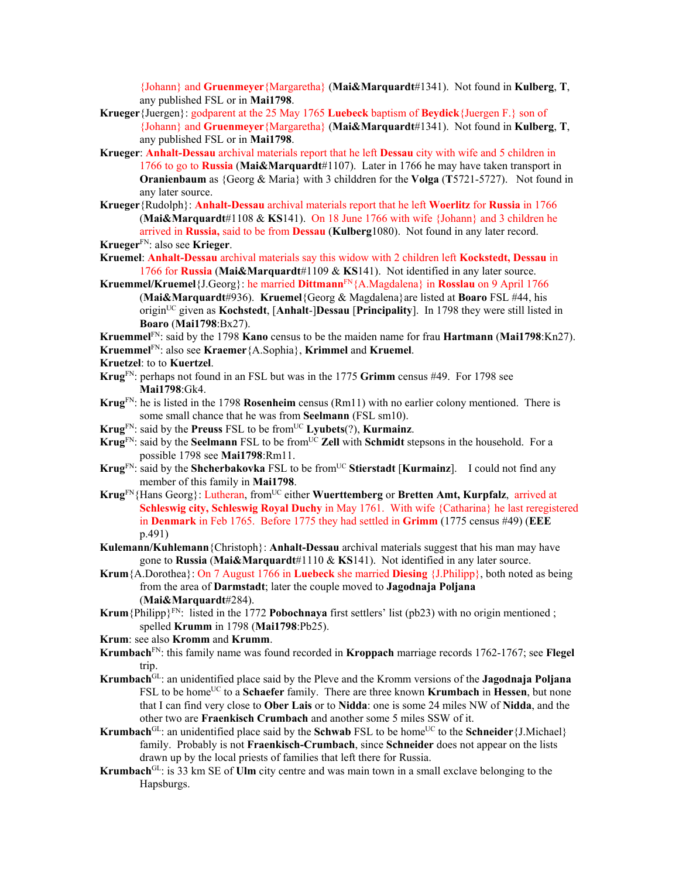{Johann} and **Gruenmeyer**{Margaretha} (**Mai&Marquardt**#1341). Not found in **Kulberg**, **T**, any published FSL or in **Mai1798**.

**Krueger**{Juergen}: godparent at the 25 May 1765 **Luebeck** baptism of **Beydick**{Juergen F.} son of {Johann} and **Gruenmeyer**{Margaretha} (**Mai&Marquardt**#1341). Not found in **Kulberg**, **T**, any published FSL or in **Mai1798**.

**Krueger**: **Anhalt-Dessau** archival materials report that he left **Dessau** city with wife and 5 children in 1766 to go to **Russia** (**Mai&Marquardt**#1107). Later in 1766 he may have taken transport in **Oranienbaum** as {Georg & Maria} with 3 childdren for the **Volga** (**T**5721-5727). Not found in any later source.

**Krueger**{Rudolph}: **Anhalt-Dessau** archival materials report that he left **Woerlitz** for **Russia** in 1766 (**Mai&Marquardt**#1108 & **KS**141). On 18 June 1766 with wife {Johann} and 3 children he arrived in **Russia,** said to be from **Dessau** (**Kulberg**1080). Not found in any later record.

**Krueger**[FN]: also see **Krieger**.

**Kruemel**: **Anhalt-Dessau** archival materials say this widow with 2 children left **Kockstedt, Dessau** in 1766 for **Russia** (**Mai&Marquardt**#1109 & **KS**141). Not identified in any later source.

**Kruemmel/Kruemel**{J.Georg}: he married **Dittmann**[FN]{A.Magdalena} in **Rosslau** on 9 April 1766 (**Mai&Marquardt**#936). **Kruemel**{Georg & Magdalena}are listed at **Boaro** FSL #44, his origin[UC] given as **Kochstedt**, [**Anhalt-**]**Dessau** [**Principality**]. In 1798 they were still listed in **Boaro** (**Mai1798**:Bx27).

**Kruemmel**[FN]: said by the 1798 **Kano** census to be the maiden name for frau **Hartmann** (**Mai1798**:Kn27).

**Kruemmel**[FN]: also see **Kraemer**{A.Sophia}, **Krimmel** and **Kruemel**.

**Kruetzel**: to to **Kuertzel**.

**Krug**[FN]: perhaps not found in an FSL but was in the 1775 **Grimm** census #49. For 1798 see **Mai1798**:Gk4.

**Krug**[FN]: he is listed in the 1798 **Rosenheim** census (Rm11) with no earlier colony mentioned. There is some small chance that he was from **Seelmann** (FSL sm10).

**Krug**[FN]: said by the **Preuss** FSL to be from[UC] **Lyubets**(?), **Kurmainz**.

**Krug**[FN]: said by the **Seelmann** FSL to be from[UC] **Zell** with **Schmidt** stepsons in the household. For a possible 1798 see **Mai1798**:Rm11.

**Krug**[FN]: said by the **Shcherbakovka** FSL to be from[UC] **Stierstadt** [**Kurmainz**]. I could not find any member of this family in **Mai1798**.

**Krug**[FN]{Hans Georg}: Lutheran, from[UC] either **Wuerttemberg** or **Bretten Amt, Kurpfalz**, arrived at **Schleswig city, Schleswig Royal Duchy** in May 1761. With wife {Catharina} he last reregistered in **Denmark** in Feb 1765. Before 1775 they had settled in **Grimm** (1775 census #49) (**EEE** p.491)

**Kulemann/Kuhlemann**{Christoph}: **Anhalt-Dessau** archival materials suggest that his man may have gone to **Russia** (**Mai&Marquardt**#1110 & **KS**141). Not identified in any later source.

**Krum**{A.Dorothea}: On 7 August 1766 in **Luebeck** she married **Diesing** {J.Philipp}, both noted as being from the area of **Darmstadt**; later the couple moved to **Jagodnaja Poljana** (**Mai&Marquardt**#284).

**Krum**{Philipp}[FN]: listed in the 1772 **Pobochnaya** first settlers' list (pb23) with no origin mentioned ; spelled **Krumm** in 1798 (**Mai1798**:Pb25).

**Krum**: see also **Kromm** and **Krumm**.

**Krumbach**[FN]: this family name was found recorded in **Kroppach** marriage records 1762-1767; see **Flegel** trip.

**Krumbach**[GL]: an unidentified place said by the Pleve and the Kromm versions of the **Jagodnaja Poljana** FSL to be home[UC] to a **Schaefer** family. There are three known **Krumbach** in **Hessen**, but none that I can find very close to **Ober Lais** or to **Nidda**: one is some 24 miles NW of **Nidda**, and the other two are **Fraenkisch Crumbach** and another some 5 miles SSW of it.

**Krumbach**[GL]: an unidentified place said by the **Schwab** FSL to be home[UC] to the **Schneider**{J.Michael} family. Probably is not **Fraenkisch-Crumbach**, since **Schneider** does not appear on the lists drawn up by the local priests of families that left there for Russia.

**Krumbach**[GL]: is 33 km SE of **Ulm** city centre and was main town in a small exclave belonging to the Hapsburgs.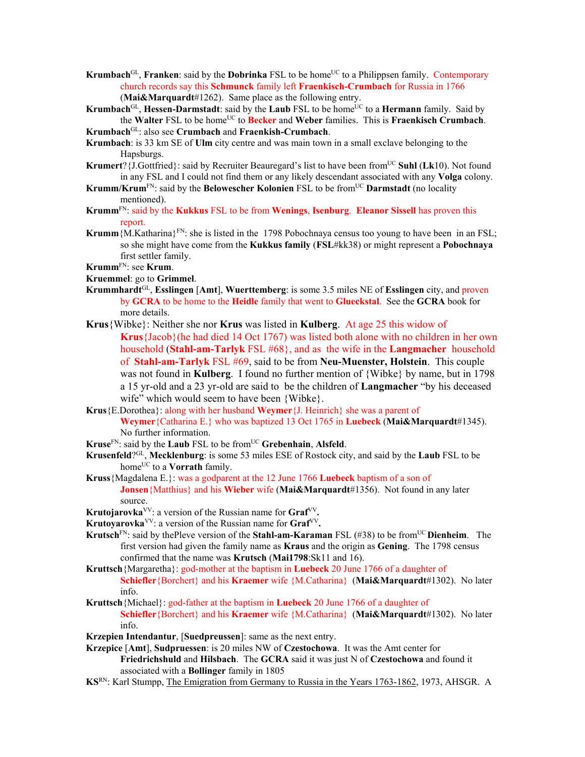**Krumbach**[GL], **Franken**: said by the **Dobrinka** FSL to be home[UC] to a Philippsen family. Contemporary church records say this **Schmunck** family left **Fraenkisch-Crumbach** for Russia in 1766 (**Mai&Marquardt**#1262). Same place as the following entry.

**Krumbach**[GL], **Hessen-Darmstadt**: said by the **Laub** FSL to be home[UC] to a **Hermann** family. Said by the **Walter** FSL to be home[UC] to **Becker** and **Weber** families. This is **Fraenkisch Crumbach**.

**Krumbach**[GL]: also see **Crumbach** and **Fraenkish-Crumbach**.

**Krumbach**: is 33 km SE of **Ulm** city centre and was main town in a small exclave belonging to the Hapsburgs.

**Krumert**?{J.Gottfried}: said by Recruiter Beauregard's list to have been from[UC] **Suhl** (**Lk**10). Not found in any FSL and I could not find them or any likely descendant associated with any **Volga** colony.

**Krumm**/**Krum**[FN]: said by the **Belowescher Kolonien** FSL to be from[UC] **Darmstadt** (no locality mentioned).

**Krumm**[FN]: said by the **Kukkus** FSL to be from **Wenings**, **Isenburg**. **Eleanor Sissell** has proven this report.

**Krumm**{M.Katharina}[FN]: she is listed in the 1798 Pobochnaya census too young to have been in an FSL; so she might have come from the **Kukkus family** (**FSL**#kk38) or might represent a **Pobochnaya** first settler family.

**Krumm**[FN]: see **Krum**.

**Kruemmel**: go to **Grimmel**.

**Krummhardt**[GL], **Esslingen** [**Amt**], **Wuerttemberg**: is some 3.5 miles NE of **Esslingen** city, and proven by **GCRA** to be home to the **Heidle** family that went to **Glueckstal**. See the **GCRA** book for more details.

**Krus**{Wibke}: Neither she nor **Krus** was listed in **Kulberg**. At age 25 this widow of **Krus**{Jacob}(he had died 14 Oct 1767) was listed both alone with no children in her own household (**Stahl-am-Tarlyk** FSL #68}, and as the wife in the **Langmacher** household of **Stahl-am-Tarlyk** FSL #69, said to be from **Neu-Muenster, Holstein**. This couple was not found in **Kulberg**. I found no further mention of {Wibke} by name, but in 1798 a 15 yr-old and a 23 yr-old are said to be the children of **Langmacher** "by his deceased wife" which would seem to have been {Wibke}.

**Krus**{E.Dorothea}: along with her husband **Weymer**{J. Heinrich} she was a parent of **Weymer**{Catharina E.} who was baptized 13 Oct 1765 in **Luebeck** (**Mai&Marquardt**#1345). No further information.

**Kruse**[FN]: said by the **Laub** FSL to be from[UC] **Grebenhain**, **Alsfeld**.

**Krusenfeld**?[GL], **Mecklenburg**: is some 53 miles ESE of Rostock city, and said by the **Laub** FSL to be home[UC] to a **Vorrath** family.

**Kruss**{Magdalena E.}: was a godparent at the 12 June 1766 **Luebeck** baptism of a son of **Jonsen**{Matthius} and his **Wieber** wife (**Mai&Marquardt**#1356). Not found in any later source.

**Krutojarovka**[VV]: a version of the Russian name for **Graf**[VV].

**Krutoyarovka**[VV]: a version of the Russian name for **Graf**[VV].

**Krutsch**[FN]: said by thePleve version of the **Stahl-am-Karaman** FSL (#38) to be from[UC] **Dienheim**. The first version had given the family name as **Kraus** and the origin as **Gening**. The 1798 census confirmed that the name was **Krutsch** (**Mai1798**:Sk11 and 16).

**Kruttsch**{Margaretha}: god-mother at the baptism in **Luebeck** 20 June 1766 of a daughter of **Schiefler**{Borchert} and his **Kraemer** wife {M.Catharina} (**Mai&Marquardt**#1302). No later info.

**Kruttsch**{Michael}: god-father at the baptism in **Luebeck** 20 June 1766 of a daughter of **Schiefler**{Borchert} and his **Kraemer** wife {M.Catharina} (**Mai&Marquardt**#1302). No later info.

**Krzepien Intendantur**, [**Suedpreussen**]: same as the next entry.

**Krzepice** [**Amt**], **Sudpruessen**: is 20 miles NW of **Czestochowa**. It was the Amt center for **Friedrichshuld** and **Hilsbach**. The **GCRA** said it was just N of **Czestochowa** and found it associated with a **Bollinger** family in 1805

**KS**[RN]: Karl Stumpp, The Emigration from Germany to Russia in the Years 1763-1862, 1973, AHSGR. A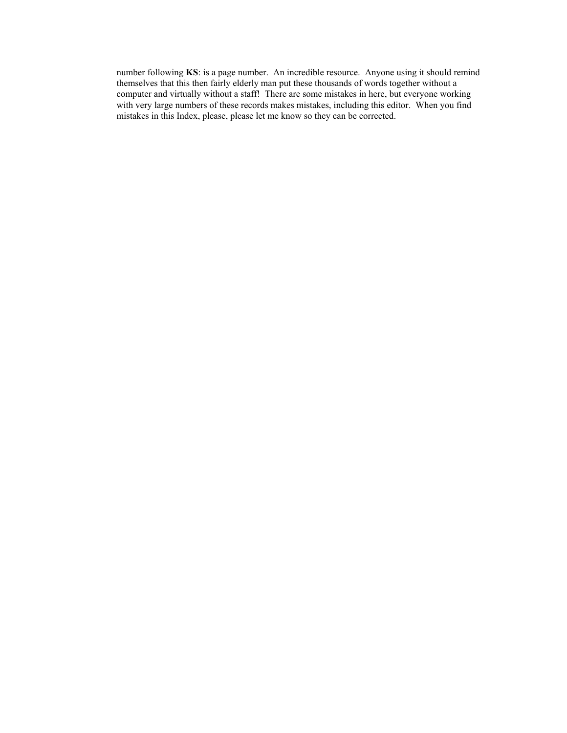number following **KS**: is a page number. An incredible resource. Anyone using it should remind themselves that this then fairly elderly man put these thousands of words together without a computer and virtually without a staff! There are some mistakes in here, but everyone working with very large numbers of these records makes mistakes, including this editor. When you find mistakes in this Index, please, please let me know so they can be corrected.